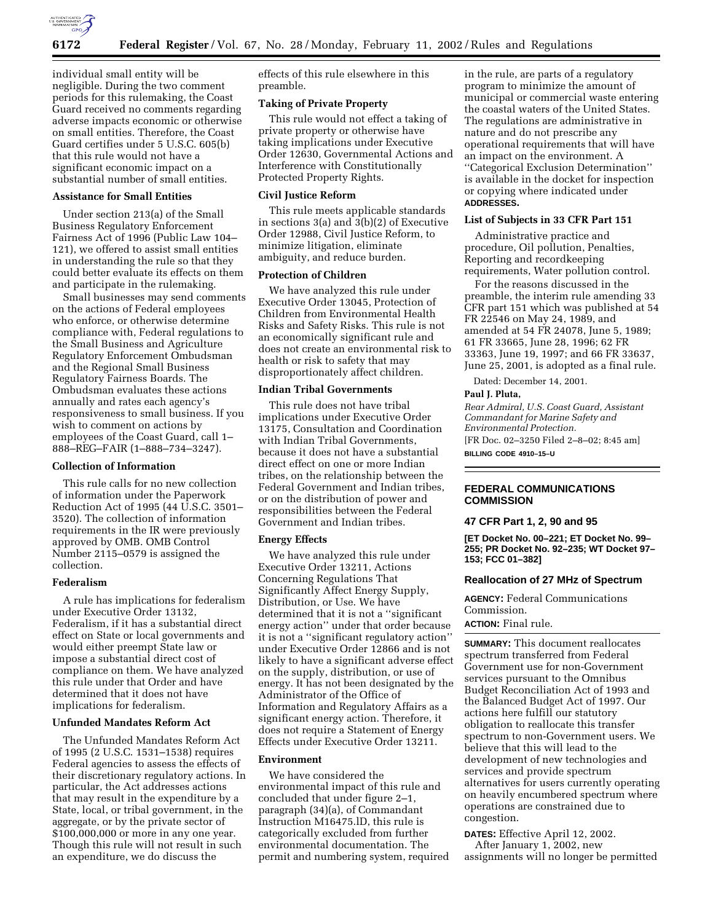individual small entity will be negligible. During the two comment periods for this rulemaking, the Coast Guard received no comments regarding adverse impacts economic or otherwise on small entities. Therefore, the Coast Guard certifies under 5 U.S.C. 605(b) that this rule would not have a significant economic impact on a substantial number of small entities.

**Assistance for Small Entities**

Under section 213(a) of the Small Business Regulatory Enforcement Fairness Act of 1996 (Public Law 104–121), we offered to assist small entities in understanding the rule so that they could better evaluate its effects on them and participate in the rulemaking.

Small businesses may send comments on the actions of Federal employees who enforce, or otherwise determine compliance with, Federal regulations to the Small Business and Agriculture Regulatory Enforcement Ombudsman and the Regional Small Business Regulatory Fairness Boards. The Ombudsman evaluates these actions annually and rates each agency's responsiveness to small business. If you wish to comment on actions by employees of the Coast Guard, call 1–888–REG–FAIR (1–888–734–3247).

**Collection of Information**

This rule calls for no new collection of information under the Paperwork Reduction Act of 1995 (44 U.S.C. 3501–3520). The collection of information requirements in the IR were previously approved by OMB. OMB Control Number 2115–0579 is assigned the collection.

**Federalism**

A rule has implications for federalism under Executive Order 13132, Federalism, if it has a substantial direct effect on State or local governments and would either preempt State law or impose a substantial direct cost of compliance on them. We have analyzed this rule under that Order and have determined that it does not have implications for federalism.

**Unfunded Mandates Reform Act**

The Unfunded Mandates Reform Act of 1995 (2 U.S.C. 1531–1538) requires Federal agencies to assess the effects of their discretionary regulatory actions. In particular, the Act addresses actions that may result in the expenditure by a State, local, or tribal government, in the aggregate, or by the private sector of $100,000,000 or more in any one year. Though this rule will not result in such an expenditure, we do discuss the effects of this rule elsewhere in this preamble.

**Taking of Private Property**

This rule would not effect a taking of private property or otherwise have taking implications under Executive Order 12630, Governmental Actions and Interference with Constitutionally Protected Property Rights.

**Civil Justice Reform**

This rule meets applicable standards in sections 3(a) and 3(b)(2) of Executive Order 12988, Civil Justice Reform, to minimize litigation, eliminate ambiguity, and reduce burden.

**Protection of Children**

We have analyzed this rule under Executive Order 13045, Protection of Children from Environmental Health Risks and Safety Risks. This rule is not an economically significant rule and does not create an environmental risk to health or risk to safety that may disproportionately affect children.

**Indian Tribal Governments**

This rule does not have tribal implications under Executive Order 13175, Consultation and Coordination with Indian Tribal Governments, because it does not have a substantial direct effect on one or more Indian tribes, on the relationship between the Federal Government and Indian tribes, or on the distribution of power and responsibilities between the Federal Government and Indian tribes.

**Energy Effects**

We have analyzed this rule under Executive Order 13211, Actions Concerning Regulations That Significantly Affect Energy Supply, Distribution, or Use. We have determined that it is not a "significant energy action" under that order because it is not a "significant regulatory action" under Executive Order 12866 and is not likely to have a significant adverse effect on the supply, distribution, or use of energy. It has not been designated by the Administrator of the Office of Information and Regulatory Affairs as a significant energy action. Therefore, it does not require a Statement of Energy Effects under Executive Order 13211.

**Environment**

We have considered the environmental impact of this rule and concluded that under figure 2–1, paragraph (34)(a), of Commandant Instruction M16475.lD, this rule is categorically excluded from further environmental documentation. The permit and numbering system, required in the rule, are parts of a regulatory program to minimize the amount of municipal or commercial waste entering the coastal waters of the United States. The regulations are administrative in nature and do not prescribe any operational requirements that will have an impact on the environment. A "Categorical Exclusion Determination" is available in the docket for inspection or copying where indicated under **ADDRESSES.**

**List of Subjects in 33 CFR Part 151**

Administrative practice and procedure, Oil pollution, Penalties, Reporting and recordkeeping requirements, Water pollution control.

For the reasons discussed in the preamble, the interim rule amending 33 CFR part 151 which was published at 54 FR 22546 on May 24, 1989, and amended at 54 FR 24078, June 5, 1989; 61 FR 33665, June 28, 1996; 62 FR 33363, June 19, 1997; and 66 FR 33637, June 25, 2001, is adopted as a final rule.

Dated: December 14, 2001.

**Paul J. Pluta,**

*Rear Admiral, U.S. Coast Guard, Assistant Commandant for Marine Safety and Environmental Protection.*

[FR Doc. 02–3250 Filed 2–8–02; 8:45 am]

**BILLING CODE 4910–15–U**

---

## FEDERAL COMMUNICATIONS COMMISSION

### 47 CFR Part 1, 2, 90 and 95

**[ET Docket No. 00–221; ET Docket No. 99–255; PR Docket No. 92–235; WT Docket 97–153; FCC 01–382]**

### Reallocation of 27 MHz of Spectrum

**AGENCY:** Federal Communications Commission.

**ACTION:** Final rule.

**SUMMARY:** This document reallocates spectrum transferred from Federal Government use for non-Government services pursuant to the Omnibus Budget Reconciliation Act of 1993 and the Balanced Budget Act of 1997. Our actions here fulfill our statutory obligation to reallocate this transfer spectrum to non-Government users. We believe that this will lead to the development of new technologies and services and provide spectrum alternatives for users currently operating on heavily encumbered spectrum where operations are constrained due to congestion.

**DATES:** Effective April 12, 2002.

After January 1, 2002, new assignments will no longer be permitted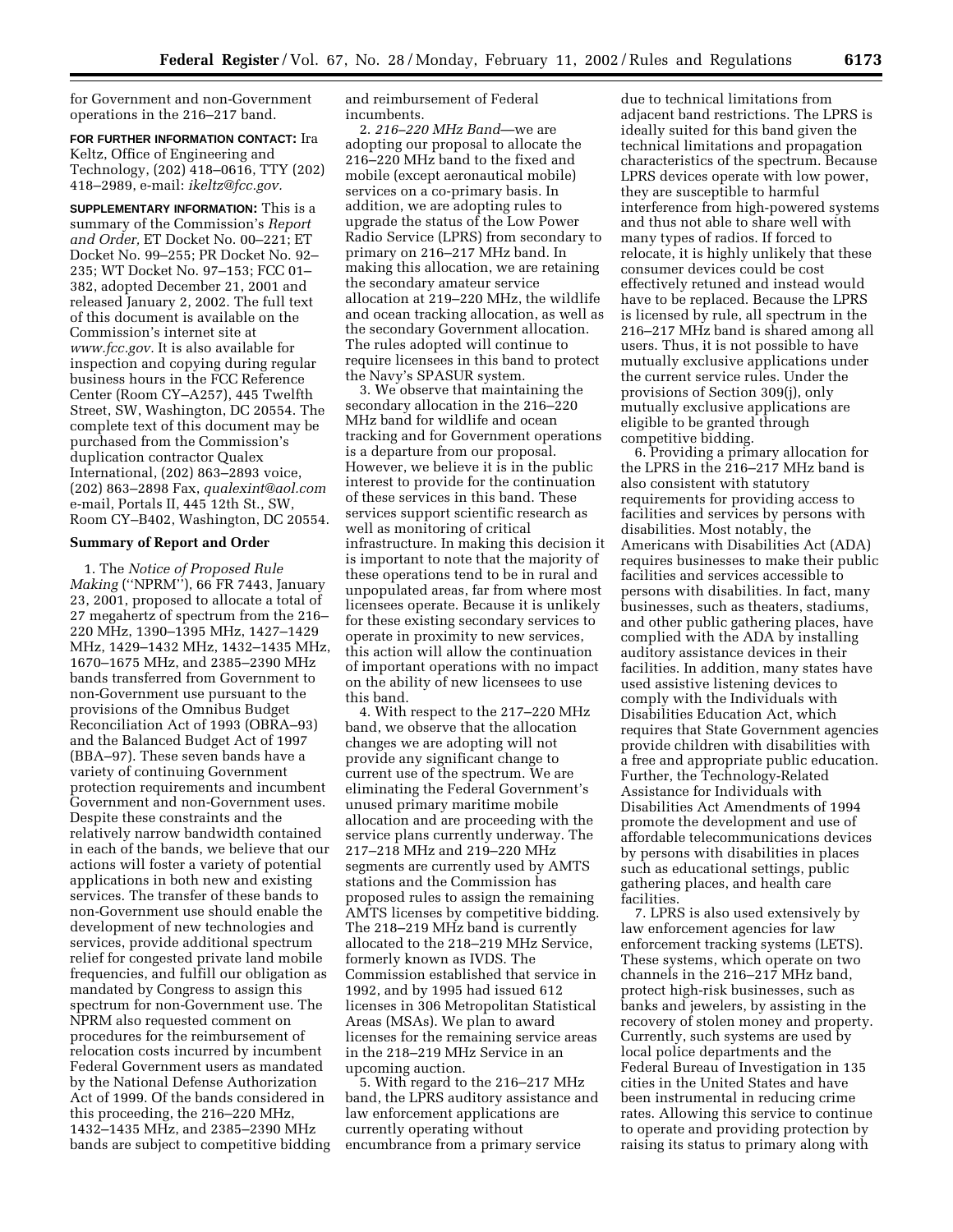for Government and non-Government operations in the 216–217 band.

**FOR FURTHER INFORMATION CONTACT:** Ira Keltz, Office of Engineering and Technology, (202) 418–0616, TTY (202) 418–2989, e-mail: *ikeltz@fcc.gov.*

**SUPPLEMENTARY INFORMATION:** This is a summary of the Commission's *Report and Order,* ET Docket No. 00–221; ET Docket No. 99–255; PR Docket No. 92–235; WT Docket No. 97–153; FCC 01–382, adopted December 21, 2001 and released January 2, 2002. The full text of this document is available on the Commission's internet site at *www.fcc.gov.* It is also available for inspection and copying during regular business hours in the FCC Reference Center (Room CY–A257), 445 Twelfth Street, SW, Washington, DC 20554. The complete text of this document may be purchased from the Commission's duplication contractor Qualex International, (202) 863–2893 voice, (202) 863–2898 Fax, *qualexint@aol.com* e-mail, Portals II, 445 12th St., SW, Room CY–B402, Washington, DC 20554.

## Summary of Report and Order

1. The *Notice of Proposed Rule Making* (''NPRM''), 66 FR 7443, January 23, 2001, proposed to allocate a total of 27 megahertz of spectrum from the 216–220 MHz, 1390–1395 MHz, 1427–1429 MHz, 1429–1432 MHz, 1432–1435 MHz, 1670–1675 MHz, and 2385–2390 MHz bands transferred from Government to non-Government use pursuant to the provisions of the Omnibus Budget Reconciliation Act of 1993 (OBRA–93) and the Balanced Budget Act of 1997 (BBA–97). These seven bands have a variety of continuing Government protection requirements and incumbent Government and non-Government uses. Despite these constraints and the relatively narrow bandwidth contained in each of the bands, we believe that our actions will foster a variety of potential applications in both new and existing services. The transfer of these bands to non-Government use should enable the development of new technologies and services, provide additional spectrum relief for congested private land mobile frequencies, and fulfill our obligation as mandated by Congress to assign this spectrum for non-Government use. The NPRM also requested comment on procedures for the reimbursement of relocation costs incurred by incumbent Federal Government users as mandated by the National Defense Authorization Act of 1999. Of the bands considered in this proceeding, the 216–220 MHz, 1432–1435 MHz, and 2385–2390 MHz bands are subject to competitive bidding and reimbursement of Federal incumbents.

2. *216–220 MHz Band*—we are adopting our proposal to allocate the 216–220 MHz band to the fixed and mobile (except aeronautical mobile) services on a co-primary basis. In addition, we are adopting rules to upgrade the status of the Low Power Radio Service (LPRS) from secondary to primary on 216–217 MHz band. In making this allocation, we are retaining the secondary amateur service allocation at 219–220 MHz, the wildlife and ocean tracking allocation, as well as the secondary Government allocation. The rules adopted will continue to require licensees in this band to protect the Navy's SPASUR system.

3. We observe that maintaining the secondary allocation in the 216–220 MHz band for wildlife and ocean tracking and for Government operations is a departure from our proposal. However, we believe it is in the public interest to provide for the continuation of these services in this band. These services support scientific research as well as monitoring of critical infrastructure. In making this decision it is important to note that the majority of these operations tend to be in rural and unpopulated areas, far from where most licensees operate. Because it is unlikely for these existing secondary services to operate in proximity to new services, this action will allow the continuation of important operations with no impact on the ability of new licensees to use this band.

4. With respect to the 217–220 MHz band, we observe that the allocation changes we are adopting will not provide any significant change to current use of the spectrum. We are eliminating the Federal Government's unused primary maritime mobile allocation and are proceeding with the service plans currently underway. The 217–218 MHz and 219–220 MHz segments are currently used by AMTS stations and the Commission has proposed rules to assign the remaining AMTS licenses by competitive bidding. The 218–219 MHz band is currently allocated to the 218–219 MHz Service, formerly known as IVDS. The Commission established that service in 1992, and by 1995 had issued 612 licenses in 306 Metropolitan Statistical Areas (MSAs). We plan to award licenses for the remaining service areas in the 218–219 MHz Service in an upcoming auction.

5. With regard to the 216–217 MHz band, the LPRS auditory assistance and law enforcement applications are currently operating without encumbrance from a primary service due to technical limitations from adjacent band restrictions. The LPRS is ideally suited for this band given the technical limitations and propagation characteristics of the spectrum. Because LPRS devices operate with low power, they are susceptible to harmful interference from high-powered systems and thus not able to share well with many types of radios. If forced to relocate, it is highly unlikely that these consumer devices could be cost effectively retuned and instead would have to be replaced. Because the LPRS is licensed by rule, all spectrum in the 216–217 MHz band is shared among all users. Thus, it is not possible to have mutually exclusive applications under the current service rules. Under the provisions of Section 309(j), only mutually exclusive applications are eligible to be granted through competitive bidding.

6. Providing a primary allocation for the LPRS in the 216–217 MHz band is also consistent with statutory requirements for providing access to facilities and services by persons with disabilities. Most notably, the Americans with Disabilities Act (ADA) requires businesses to make their public facilities and services accessible to persons with disabilities. In fact, many businesses, such as theaters, stadiums, and other public gathering places, have complied with the ADA by installing auditory assistance devices in their facilities. In addition, many states have used assistive listening devices to comply with the Individuals with Disabilities Education Act, which requires that State Government agencies provide children with disabilities with a free and appropriate public education. Further, the Technology-Related Assistance for Individuals with Disabilities Act Amendments of 1994 promote the development and use of affordable telecommunications devices by persons with disabilities in places such as educational settings, public gathering places, and health care facilities.

7. LPRS is also used extensively by law enforcement agencies for law enforcement tracking systems (LETS). These systems, which operate on two channels in the 216–217 MHz band, protect high-risk businesses, such as banks and jewelers, by assisting in the recovery of stolen money and property. Currently, such systems are used by local police departments and the Federal Bureau of Investigation in 135 cities in the United States and have been instrumental in reducing crime rates. Allowing this service to continue to operate and providing protection by raising its status to primary along with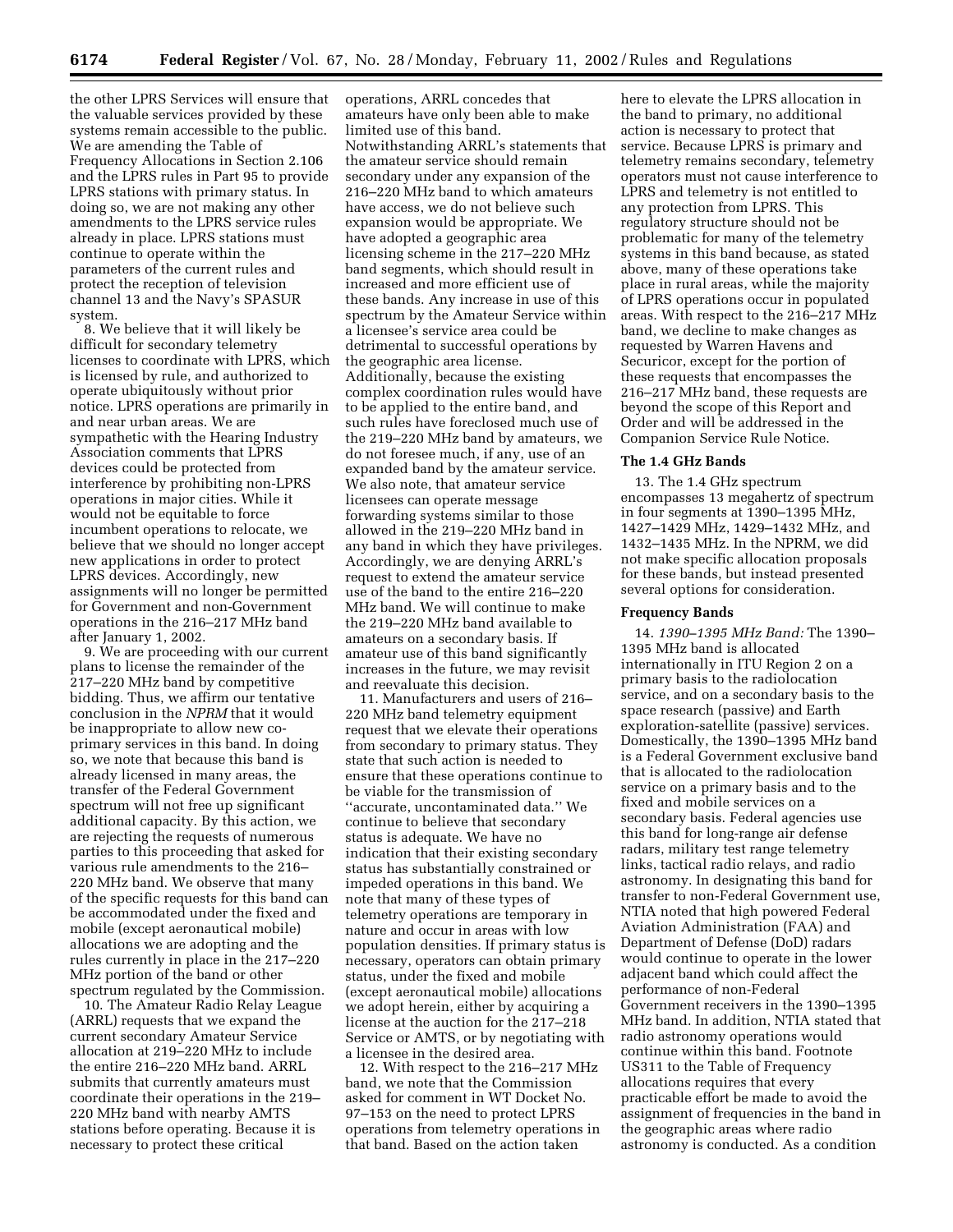the other LPRS Services will ensure that the valuable services provided by these systems remain accessible to the public. We are amending the Table of Frequency Allocations in Section 2.106 and the LPRS rules in Part 95 to provide LPRS stations with primary status. In doing so, we are not making any other amendments to the LPRS service rules already in place. LPRS stations must continue to operate within the parameters of the current rules and protect the reception of television channel 13 and the Navy's SPASUR system.

8. We believe that it will likely be difficult for secondary telemetry licenses to coordinate with LPRS, which is licensed by rule, and authorized to operate ubiquitously without prior notice. LPRS operations are primarily in and near urban areas. We are sympathetic with the Hearing Industry Association comments that LPRS devices could be protected from interference by prohibiting non-LPRS operations in major cities. While it would not be equitable to force incumbent operations to relocate, we believe that we should no longer accept new applications in order to protect LPRS devices. Accordingly, new assignments will no longer be permitted for Government and non-Government operations in the 216–217 MHz band after January 1, 2002.

9. We are proceeding with our current plans to license the remainder of the 217–220 MHz band by competitive bidding. Thus, we affirm our tentative conclusion in the *NPRM* that it would be inappropriate to allow new co-primary services in this band. In doing so, we note that because this band is already licensed in many areas, the transfer of the Federal Government spectrum will not free up significant additional capacity. By this action, we are rejecting the requests of numerous parties to this proceeding that asked for various rule amendments to the 216–220 MHz band. We observe that many of the specific requests for this band can be accommodated under the fixed and mobile (except aeronautical mobile) allocations we are adopting and the rules currently in place in the 217–220 MHz portion of the band or other spectrum regulated by the Commission.

10. The Amateur Radio Relay League (ARRL) requests that we expand the current secondary Amateur Service allocation at 219–220 MHz to include the entire 216–220 MHz band. ARRL submits that currently amateurs must coordinate their operations in the 219–220 MHz band with nearby AMTS stations before operating. Because it is necessary to protect these critical operations, ARRL concedes that amateurs have only been able to make limited use of this band. Notwithstanding ARRL's statements that the amateur service should remain secondary under any expansion of the 216–220 MHz band to which amateurs have access, we do not believe such expansion would be appropriate. We have adopted a geographic area licensing scheme in the 217–220 MHz band segments, which should result in increased and more efficient use of these bands. Any increase in use of this spectrum by the Amateur Service within a licensee's service area could be detrimental to successful operations by the geographic area license. Additionally, because the existing complex coordination rules would have to be applied to the entire band, and such rules have foreclosed much use of the 219–220 MHz band by amateurs, we do not foresee much, if any, use of an expanded band by the amateur service. We also note, that amateur service licensees can operate message forwarding systems similar to those allowed in the 219–220 MHz band in any band in which they have privileges. Accordingly, we are denying ARRL's request to extend the amateur service use of the band to the entire 216–220 MHz band. We will continue to make the 219–220 MHz band available to amateurs on a secondary basis. If amateur use of this band significantly increases in the future, we may revisit and reevaluate this decision.

11. Manufacturers and users of 216–220 MHz band telemetry equipment request that we elevate their operations from secondary to primary status. They state that such action is needed to ensure that these operations continue to be viable for the transmission of "accurate, uncontaminated data." We continue to believe that secondary status is adequate. We have no indication that their existing secondary status has substantially constrained or impeded operations in this band. We note that many of these types of telemetry operations are temporary in nature and occur in areas with low population densities. If primary status is necessary, operators can obtain primary status, under the fixed and mobile (except aeronautical mobile) allocations we adopt herein, either by acquiring a license at the auction for the 217–218 Service or AMTS, or by negotiating with a licensee in the desired area.

12. With respect to the 216–217 MHz band, we note that the Commission asked for comment in WT Docket No. 97–153 on the need to protect LPRS operations from telemetry operations in that band. Based on the action taken here to elevate the LPRS allocation in the band to primary, no additional action is necessary to protect that service. Because LPRS is primary and telemetry remains secondary, telemetry operators must not cause interference to LPRS and telemetry is not entitled to any protection from LPRS. This regulatory structure should not be problematic for many of the telemetry systems in this band because, as stated above, many of these operations take place in rural areas, while the majority of LPRS operations occur in populated areas. With respect to the 216–217 MHz band, we decline to make changes as requested by Warren Havens and Securicor, except for the portion of these requests that encompasses the 216–217 MHz band, these requests are beyond the scope of this Report and Order and will be addressed in the Companion Service Rule Notice.

### The 1.4 GHz Bands

13. The 1.4 GHz spectrum encompasses 13 megahertz of spectrum in four segments at 1390–1395 MHz, 1427–1429 MHz, 1429–1432 MHz, and 1432–1435 MHz. In the NPRM, we did not make specific allocation proposals for these bands, but instead presented several options for consideration.

### Frequency Bands

14. *1390–1395 MHz Band:* The 1390–1395 MHz band is allocated internationally in ITU Region 2 on a primary basis to the radiolocation service, and on a secondary basis to the space research (passive) and Earth exploration-satellite (passive) services. Domestically, the 1390–1395 MHz band is a Federal Government exclusive band that is allocated to the radiolocation service on a primary basis and to the fixed and mobile services on a secondary basis. Federal agencies use this band for long-range air defense radars, military test range telemetry links, tactical radio relays, and radio astronomy. In designating this band for transfer to non-Federal Government use, NTIA noted that high powered Federal Aviation Administration (FAA) and Department of Defense (DoD) radars would continue to operate in the lower adjacent band which could affect the performance of non-Federal Government receivers in the 1390–1395 MHz band. In addition, NTIA stated that radio astronomy operations would continue within this band. Footnote US311 to the Table of Frequency allocations requires that every practicable effort be made to avoid the assignment of frequencies in the band in the geographic areas where radio astronomy is conducted. As a condition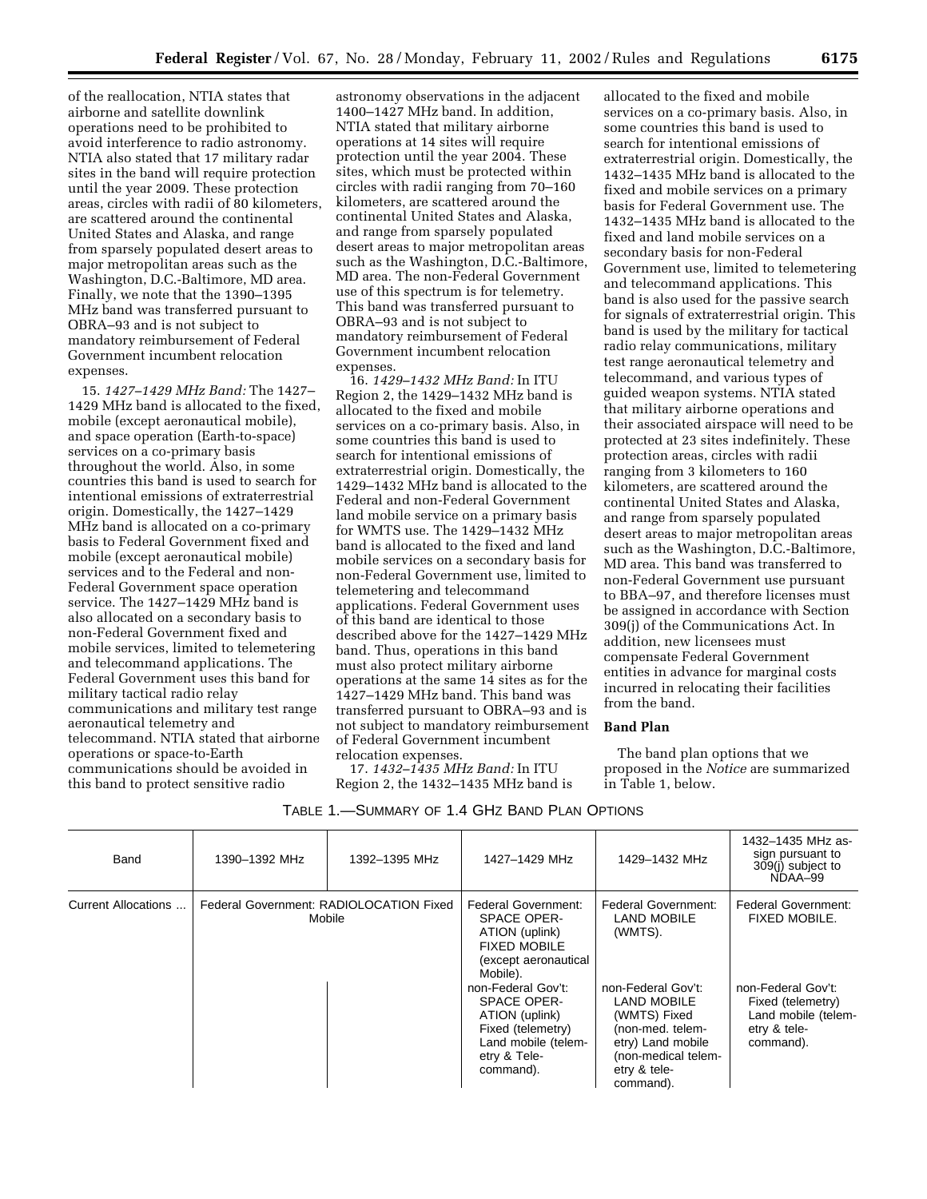of the reallocation, NTIA states that airborne and satellite downlink operations need to be prohibited to avoid interference to radio astronomy. NTIA also stated that 17 military radar sites in the band will require protection until the year 2009. These protection areas, circles with radii of 80 kilometers, are scattered around the continental United States and Alaska, and range from sparsely populated desert areas to major metropolitan areas such as the Washington, D.C.-Baltimore, MD area. Finally, we note that the 1390–1395 MHz band was transferred pursuant to OBRA–93 and is not subject to mandatory reimbursement of Federal Government incumbent relocation expenses.

15. *1427–1429 MHz Band:* The 1427–1429 MHz band is allocated to the fixed, mobile (except aeronautical mobile), and space operation (Earth-to-space) services on a co-primary basis throughout the world. Also, in some countries this band is used to search for intentional emissions of extraterrestrial origin. Domestically, the 1427–1429 MHz band is allocated on a co-primary basis to Federal Government fixed and mobile (except aeronautical mobile) services and to the Federal and non-Federal Government space operation service. The 1427–1429 MHz band is also allocated on a secondary basis to non-Federal Government fixed and mobile services, limited to telemetering and telecommand applications. The Federal Government uses this band for military tactical radio relay communications and military test range aeronautical telemetry and telecommand. NTIA stated that airborne operations or space-to-Earth communications should be avoided in this band to protect sensitive radio astronomy observations in the adjacent 1400–1427 MHz band. In addition, NTIA stated that military airborne operations at 14 sites will require protection until the year 2004. These sites, which must be protected within circles with radii ranging from 70–160 kilometers, are scattered around the continental United States and Alaska, and range from sparsely populated desert areas to major metropolitan areas such as the Washington, D.C.-Baltimore, MD area. The non-Federal Government use of this spectrum is for telemetry. This band was transferred pursuant to OBRA–93 and is not subject to mandatory reimbursement of Federal Government incumbent relocation expenses.

16. *1429–1432 MHz Band:* In ITU Region 2, the 1429–1432 MHz band is allocated to the fixed and mobile services on a co-primary basis. Also, in some countries this band is used to search for intentional emissions of extraterrestrial origin. Domestically, the 1429–1432 MHz band is allocated to the Federal and non-Federal Government land mobile service on a primary basis for WMTS use. The 1429–1432 MHz band is allocated to the fixed and land mobile services on a secondary basis for non-Federal Government use, limited to telemetering and telecommand applications. Federal Government uses of this band are identical to those described above for the 1427–1429 MHz band. Thus, operations in this band must also protect military airborne operations at the same 14 sites as for the 1427–1429 MHz band. This band was transferred pursuant to OBRA–93 and is not subject to mandatory reimbursement of Federal Government incumbent relocation expenses.

17. *1432–1435 MHz Band:* In ITU Region 2, the 1432–1435 MHz band is allocated to the fixed and mobile services on a co-primary basis. Also, in some countries this band is used to search for intentional emissions of extraterrestrial origin. Domestically, the 1432–1435 MHz band is allocated to the fixed and mobile services on a primary basis for Federal Government use. The 1432–1435 MHz band is allocated to the fixed and land mobile services on a secondary basis for non-Federal Government use, limited to telemetering and telecommand applications. This band is also used for the passive search for signals of extraterrestrial origin. This band is used by the military for tactical radio relay communications, military test range aeronautical telemetry and telecommand, and various types of guided weapon systems. NTIA stated that military airborne operations and their associated airspace will need to be protected at 23 sites indefinitely. These protection areas, circles with radii ranging from 3 kilometers to 160 kilometers, are scattered around the continental United States and Alaska, and range from sparsely populated desert areas to major metropolitan areas such as the Washington, D.C.-Baltimore, MD area. This band was transferred to non-Federal Government use pursuant to BBA–97, and therefore licenses must be assigned in accordance with Section 309(j) of the Communications Act. In addition, new licensees must compensate Federal Government entities in advance for marginal costs incurred in relocating their facilities from the band.

### Band Plan

The band plan options that we proposed in the *Notice* are summarized in Table 1, below.

TABLE 1.—SUMMARY OF 1.4 GHZ BAND PLAN OPTIONS

| Band | 1390–1392 MHz | 1392–1395 MHz | 1427–1429 MHz | 1429–1432 MHz | 1432–1435 MHz assign pursuant to 309(j) subject to NDAA–99 |
|---|---|---|---|---|---|
| Current Allocations ... | Federal Government: RADIOLOCATION Fixed Mobile | | Federal Government: SPACE OPERATION (uplink) FIXED MOBILE (except aeronautical Mobile). | Federal Government: LAND MOBILE (WMTS). | Federal Government: FIXED MOBILE. |
| | | | non-Federal Gov't: SPACE OPERATION (uplink) Fixed (telemetry) Land mobile (telemetry & Telecommand). | non-Federal Gov't: LAND MOBILE (WMTS) Fixed (non-med. telemetry) Land mobile (non-medical telemetry & telecommand). | non-Federal Gov't: Fixed (telemetry) Land mobile (telemetry & telecommand). |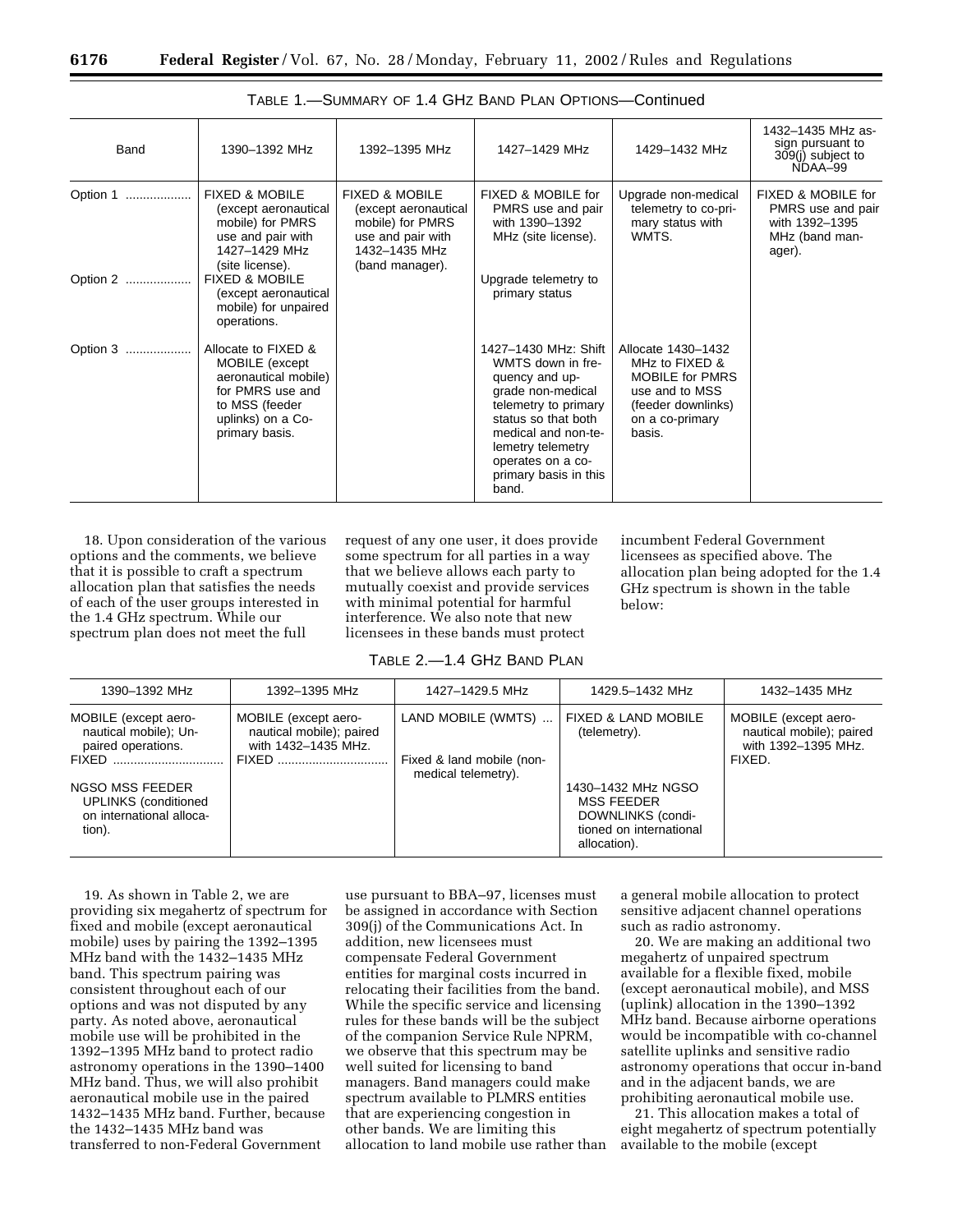TABLE 1.—SUMMARY OF 1.4 GHZ BAND PLAN OPTIONS—Continued

| Band | 1390–1392 MHz | 1392–1395 MHz | 1427–1429 MHz | 1429–1432 MHz | 1432–1435 MHz assign pursuant to 309(j) subject to NDAA–99 |
|---|---|---|---|---|---|
| Option 1 | FIXED & MOBILE (except aeronautical mobile) for PMRS use and pair with 1427–1429 MHz (site license). | FIXED & MOBILE (except aeronautical mobile) for PMRS use and pair with 1432–1435 MHz (band manager). | FIXED & MOBILE for PMRS use and pair with 1390–1392 MHz (site license). | Upgrade non-medical telemetry to co-primary status with WMTS. | FIXED & MOBILE for PMRS use and pair with 1392–1395 MHz (band manager). |
| Option 2 | FIXED & MOBILE (except aeronautical mobile) for unpaired operations. | | Upgrade telemetry to primary status | | |
| Option 3 | Allocate to FIXED & MOBILE (except aeronautical mobile) for PMRS use and to MSS (feeder uplinks) on a Co-primary basis. | | 1427–1430 MHz: Shift WMTS down in frequency and upgrade non-medical telemetry to primary status so that both medical and non-telemetry telemetry operates on a co-primary basis in this band. | Allocate 1430–1432 MHz to FIXED & MOBILE for PMRS use and to MSS (feeder downlinks) on a co-primary basis. | |

18. Upon consideration of the various options and the comments, we believe that it is possible to craft a spectrum allocation plan that satisfies the needs of each of the user groups interested in the 1.4 GHz spectrum. While our spectrum plan does not meet the full request of any one user, it does provide some spectrum for all parties in a way that we believe allows each party to mutually coexist and provide services with minimal potential for harmful interference. We also note that new licensees in these bands must protect incumbent Federal Government licensees as specified above. The allocation plan being adopted for the 1.4 GHz spectrum is shown in the table below:

TABLE 2.—1.4 GHZ BAND PLAN

| 1390–1392 MHz | 1392–1395 MHz | 1427–1429.5 MHz | 1429.5–1432 MHz | 1432–1435 MHz |
|---|---|---|---|---|
| MOBILE (except aeronautical mobile); Unpaired operations. FIXED | MOBILE (except aeronautical mobile); paired with 1432–1435 MHz. FIXED | LAND MOBILE (WMTS) ... Fixed & land mobile (non-medical telemetry). | FIXED & LAND MOBILE (telemetry). | MOBILE (except aeronautical mobile); paired with 1392–1395 MHz. FIXED. |
| NGSO MSS FEEDER UPLINKS (conditioned on international allocation). | | | 1430–1432 MHz NGSO MSS FEEDER DOWNLINKS (conditioned on international allocation). | |

19. As shown in Table 2, we are providing six megahertz of spectrum for fixed and mobile (except aeronautical mobile) uses by pairing the 1392–1395 MHz band with the 1432–1435 MHz band. This spectrum pairing was consistent throughout each of our options and was not disputed by any party. As noted above, aeronautical mobile use will be prohibited in the 1392–1395 MHz band to protect radio astronomy operations in the 1390–1400 MHz band. Thus, we will also prohibit aeronautical mobile use in the paired 1432–1435 MHz band. Further, because the 1432–1435 MHz band was transferred to non-Federal Government use pursuant to BBA–97, licenses must be assigned in accordance with Section 309(j) of the Communications Act. In addition, new licensees must compensate Federal Government entities for marginal costs incurred in relocating their facilities from the band. While the specific service and licensing rules for these bands will be the subject of the companion Service Rule NPRM, we observe that this spectrum may be well suited for licensing to band managers. Band managers could make spectrum available to PLMRS entities that are experiencing congestion in other bands. We are limiting this allocation to land mobile use rather than a general mobile allocation to protect sensitive adjacent channel operations such as radio astronomy.

20. We are making an additional two megahertz of unpaired spectrum available for a flexible fixed, mobile (except aeronautical mobile), and MSS (uplink) allocation in the 1390–1392 MHz band. Because airborne operations would be incompatible with co-channel satellite uplinks and sensitive radio astronomy operations that occur in-band and in the adjacent bands, we are prohibiting aeronautical mobile use.

21. This allocation makes a total of eight megahertz of spectrum potentially available to the mobile (except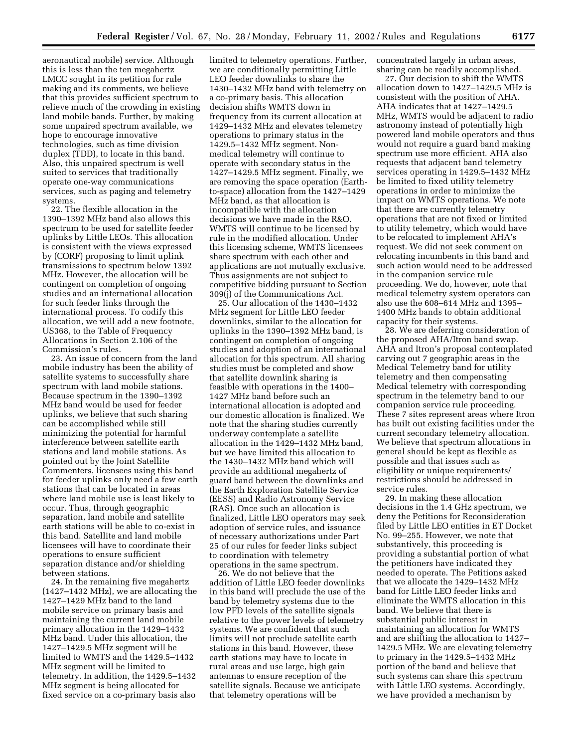aeronautical mobile) service. Although this is less than the ten megahertz LMCC sought in its petition for rule making and its comments, we believe that this provides sufficient spectrum to relieve much of the crowding in existing land mobile bands. Further, by making some unpaired spectrum available, we hope to encourage innovative technologies, such as time division duplex (TDD), to locate in this band. Also, this unpaired spectrum is well suited to services that traditionally operate one-way communications services, such as paging and telemetry systems.

22. The flexible allocation in the 1390–1392 MHz band also allows this spectrum to be used for satellite feeder uplinks by Little LEOs. This allocation is consistent with the views expressed by (CORF) proposing to limit uplink transmissions to spectrum below 1392 MHz. However, the allocation will be contingent on completion of ongoing studies and an international allocation for such feeder links through the international process. To codify this allocation, we will add a new footnote, US368, to the Table of Frequency Allocations in Section 2.106 of the Commission's rules.

23. An issue of concern from the land mobile industry has been the ability of satellite systems to successfully share spectrum with land mobile stations. Because spectrum in the 1390–1392 MHz band would be used for feeder uplinks, we believe that such sharing can be accomplished while still minimizing the potential for harmful interference between satellite earth stations and land mobile stations. As pointed out by the Joint Satellite Commenters, licensees using this band for feeder uplinks only need a few earth stations that can be located in areas where land mobile use is least likely to occur. Thus, through geographic separation, land mobile and satellite earth stations will be able to co-exist in this band. Satellite and land mobile licensees will have to coordinate their operations to ensure sufficient separation distance and/or shielding between stations.

24. In the remaining five megahertz (1427–1432 MHz), we are allocating the 1427–1429 MHz band to the land mobile service on primary basis and maintaining the current land mobile primary allocation in the 1429–1432 MHz band. Under this allocation, the 1427–1429.5 MHz segment will be limited to WMTS and the 1429.5–1432 MHz segment will be limited to telemetry. In addition, the 1429.5–1432 MHz segment is being allocated for fixed service on a co-primary basis also limited to telemetry operations. Further, we are conditionally permitting Little LEO feeder downlinks to share the 1430–1432 MHz band with telemetry on a co-primary basis. This allocation decision shifts WMTS down in frequency from its current allocation at 1429–1432 MHz and elevates telemetry operations to primary status in the 1429.5–1432 MHz segment. Non-medical telemetry will continue to operate with secondary status in the 1427–1429.5 MHz segment. Finally, we are removing the space operation (Earth-to-space) allocation from the 1427–1429 MHz band, as that allocation is incompatible with the allocation decisions we have made in the R&O. WMTS will continue to be licensed by rule in the modified allocation. Under this licensing scheme, WMTS licensees share spectrum with each other and applications are not mutually exclusive. Thus assignments are not subject to competitive bidding pursuant to Section 309(j) of the Communications Act.

25. Our allocation of the 1430–1432 MHz segment for Little LEO feeder downlinks, similar to the allocation for uplinks in the 1390–1392 MHz band, is contingent on completion of ongoing studies and adoption of an international allocation for this spectrum. All sharing studies must be completed and show that satellite downlink sharing is feasible with operations in the 1400–1427 MHz band before such an international allocation is adopted and our domestic allocation is finalized. We note that the sharing studies currently underway contemplate a satellite allocation in the 1429–1432 MHz band, but we have limited this allocation to the 1430–1432 MHz band which will provide an additional megahertz of guard band between the downlinks and the Earth Exploration Satellite Service (EESS) and Radio Astronomy Service (RAS). Once such an allocation is finalized, Little LEO operators may seek adoption of service rules, and issuance of necessary authorizations under Part 25 of our rules for feeder links subject to coordination with telemetry operations in the same spectrum.

26. We do not believe that the addition of Little LEO feeder downlinks in this band will preclude the use of the band by telemetry systems due to the low PFD levels of the satellite signals relative to the power levels of telemetry systems. We are confident that such limits will not preclude satellite earth stations in this band. However, these earth stations may have to locate in rural areas and use large, high gain antennas to ensure reception of the satellite signals. Because we anticipate that telemetry operations will be concentrated largely in urban areas, sharing can be readily accomplished.

27. Our decision to shift the WMTS allocation down to 1427–1429.5 MHz is consistent with the position of AHA. AHA indicates that at 1427–1429.5 MHz, WMTS would be adjacent to radio astronomy instead of potentially high powered land mobile operators and thus would not require a guard band making spectrum use more efficient. AHA also requests that adjacent band telemetry services operating in 1429.5–1432 MHz be limited to fixed utility telemetry operations in order to minimize the impact on WMTS operations. We note that there are currently telemetry operations that are not fixed or limited to utility telemetry, which would have to be relocated to implement AHA's request. We did not seek comment on relocating incumbents in this band and such action would need to be addressed in the companion service rule proceeding. We do, however, note that medical telemetry system operators can also use the 608–614 MHz and 1395–1400 MHz bands to obtain additional capacity for their systems.

28. We are deferring consideration of the proposed AHA/Itron band swap. AHA and Itron's proposal contemplated carving out 7 geographic areas in the Medical Telemetry band for utility telemetry and then compensating Medical telemetry with corresponding spectrum in the telemetry band to our companion service rule proceeding. These 7 sites represent areas where Itron has built out existing facilities under the current secondary telemetry allocation. We believe that spectrum allocations in general should be kept as flexible as possible and that issues such as eligibility or unique requirements/restrictions should be addressed in service rules.

29. In making these allocation decisions in the 1.4 GHz spectrum, we deny the Petitions for Reconsideration filed by Little LEO entities in ET Docket No. 99–255. However, we note that substantively, this proceeding is providing a substantial portion of what the petitioners have indicated they needed to operate. The Petitions asked that we allocate the 1429–1432 MHz band for Little LEO feeder links and eliminate the WMTS allocation in this band. We believe that there is substantial public interest in maintaining an allocation for WMTS and are shifting the allocation to 1427–1429.5 MHz. We are elevating telemetry to primary in the 1429.5–1432 MHz portion of the band and believe that such systems can share this spectrum with Little LEO systems. Accordingly, we have provided a mechanism by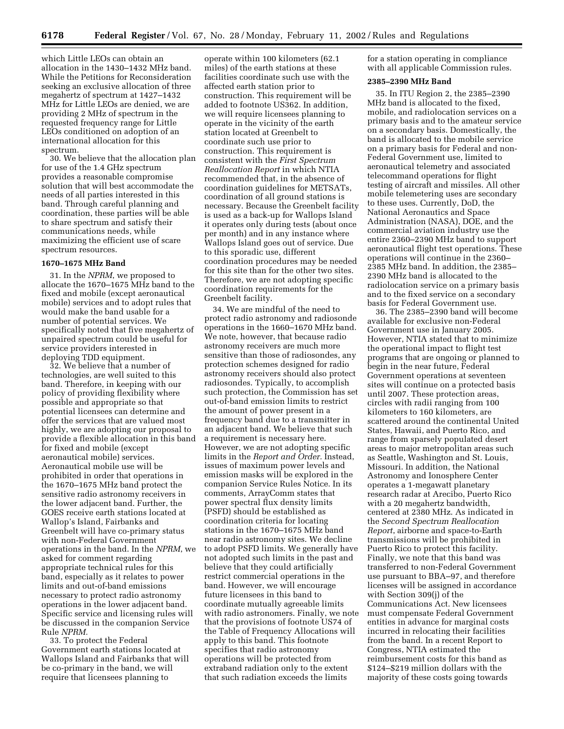which Little LEOs can obtain an allocation in the 1430–1432 MHz band. While the Petitions for Reconsideration seeking an exclusive allocation of three megahertz of spectrum at 1427–1432 MHz for Little LEOs are denied, we are providing 2 MHz of spectrum in the requested frequency range for Little LEOs conditioned on adoption of an international allocation for this spectrum.

30. We believe that the allocation plan for use of the 1.4 GHz spectrum provides a reasonable compromise solution that will best accommodate the needs of all parties interested in this band. Through careful planning and coordination, these parties will be able to share spectrum and satisfy their communications needs, while maximizing the efficient use of scare spectrum resources.

### 1670–1675 MHz Band

31. In the *NPRM*, we proposed to allocate the 1670–1675 MHz band to the fixed and mobile (except aeronautical mobile) services and to adopt rules that would make the band usable for a number of potential services. We specifically noted that five megahertz of unpaired spectrum could be useful for service providers interested in deploying TDD equipment.

32. We believe that a number of technologies, are well suited to this band. Therefore, in keeping with our policy of providing flexibility where possible and appropriate so that potential licensees can determine and offer the services that are valued most highly, we are adopting our proposal to provide a flexible allocation in this band for fixed and mobile (except aeronautical mobile) services. Aeronautical mobile use will be prohibited in order that operations in the 1670–1675 MHz band protect the sensitive radio astronomy receivers in the lower adjacent band. Further, the GOES receive earth stations located at Wallop's Island, Fairbanks and Greenbelt will have co-primary status with non-Federal Government operations in the band. In the *NPRM*, we asked for comment regarding appropriate technical rules for this band, especially as it relates to power limits and out-of-band emissions necessary to protect radio astronomy operations in the lower adjacent band. Specific service and licensing rules will be discussed in the companion Service Rule *NPRM.*

33. To protect the Federal Government earth stations located at Wallops Island and Fairbanks that will be co-primary in the band, we will require that licensees planning to operate within 100 kilometers (62.1 miles) of the earth stations at these facilities coordinate such use with the affected earth station prior to construction. This requirement will be added to footnote US362. In addition, we will require licensees planning to operate in the vicinity of the earth station located at Greenbelt to coordinate such use prior to construction. This requirement is consistent with the *First Spectrum Reallocation Report* in which NTIA recommended that, in the absence of coordination guidelines for METSATs, coordination of all ground stations is necessary. Because the Greenbelt facility is used as a back-up for Wallops Island it operates only during tests (about once per month) and in any instance where Wallops Island goes out of service. Due to this sporadic use, different coordination procedures may be needed for this site than for the other two sites. Therefore, we are not adopting specific coordination requirements for the Greenbelt facility.

34. We are mindful of the need to protect radio astronomy and radiosonde operations in the 1660–1670 MHz band. We note, however, that because radio astronomy receivers are much more sensitive than those of radiosondes, any protection schemes designed for radio astronomy receivers should also protect radiosondes. Typically, to accomplish such protection, the Commission has set out-of-band emission limits to restrict the amount of power present in a frequency band due to a transmitter in an adjacent band. We believe that such a requirement is necessary here. However, we are not adopting specific limits in the *Report and Order.* Instead, issues of maximum power levels and emission masks will be explored in the companion Service Rules Notice. In its comments, ArrayComm states that power spectral flux density limits (PSFD) should be established as coordination criteria for locating stations in the 1670–1675 MHz band near radio astronomy sites. We decline to adopt PSFD limits. We generally have not adopted such limits in the past and believe that they could artificially restrict commercial operations in the band. However, we will encourage future licensees in this band to coordinate mutually agreeable limits with radio astronomers. Finally, we note that the provisions of footnote US74 of the Table of Frequency Allocations will apply to this band. This footnote specifies that radio astronomy operations will be protected from extraband radiation only to the extent that such radiation exceeds the limits for a station operating in compliance with all applicable Commission rules.

### 2385–2390 MHz Band

35. In ITU Region 2, the 2385–2390 MHz band is allocated to the fixed, mobile, and radiolocation services on a primary basis and to the amateur service on a secondary basis. Domestically, the band is allocated to the mobile service on a primary basis for Federal and non-Federal Government use, limited to aeronautical telemetry and associated telecommand operations for flight testing of aircraft and missiles. All other mobile telemetering uses are secondary to these uses. Currently, DoD, the National Aeronautics and Space Administration (NASA), DOE, and the commercial aviation industry use the entire 2360–2390 MHz band to support aeronautical flight test operations. These operations will continue in the 2360–2385 MHz band. In addition, the 2385–2390 MHz band is allocated to the radiolocation service on a primary basis and to the fixed service on a secondary basis for Federal Government use.

36. The 2385–2390 band will become available for exclusive non-Federal Government use in January 2005. However, NTIA stated that to minimize the operational impact to flight test programs that are ongoing or planned to begin in the near future, Federal Government operations at seventeen sites will continue on a protected basis until 2007. These protection areas, circles with radii ranging from 100 kilometers to 160 kilometers, are scattered around the continental United States, Hawaii, and Puerto Rico, and range from sparsely populated desert areas to major metropolitan areas such as Seattle, Washington and St. Louis, Missouri. In addition, the National Astronomy and Ionosphere Center operates a 1-megawatt planetary research radar at Arecibo, Puerto Rico with a 20 megahertz bandwidth, centered at 2380 MHz. As indicated in the *Second Spectrum Reallocation Report,* airborne and space-to-Earth transmissions will be prohibited in Puerto Rico to protect this facility. Finally, we note that this band was transferred to non-Federal Government use pursuant to BBA–97, and therefore licenses will be assigned in accordance with Section 309(j) of the Communications Act. New licensees must compensate Federal Government entities in advance for marginal costs incurred in relocating their facilities from the band. In a recent Report to Congress, NTIA estimated the reimbursement costs for this band as $124–$219 million dollars with the majority of these costs going towards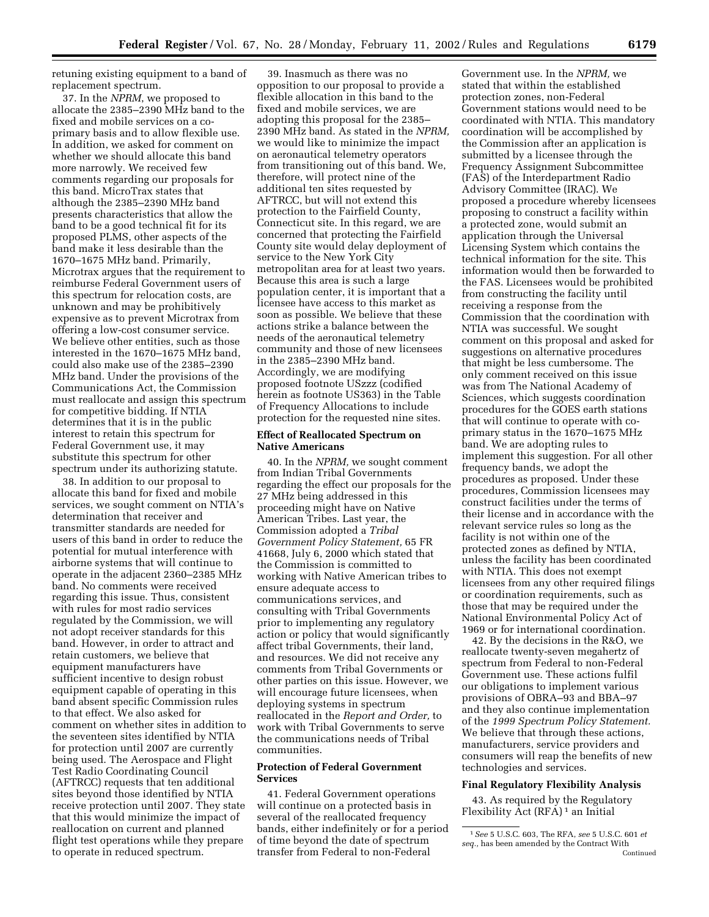retuning existing equipment to a band of replacement spectrum.

37. In the *NPRM*, we proposed to allocate the 2385–2390 MHz band to the fixed and mobile services on a co-primary basis and to allow flexible use. In addition, we asked for comment on whether we should allocate this band more narrowly. We received few comments regarding our proposals for this band. MicroTrax states that although the 2385–2390 MHz band presents characteristics that allow the band to be a good technical fit for its proposed PLMS, other aspects of the band make it less desirable than the 1670–1675 MHz band. Primarily, Microtrax argues that the requirement to reimburse Federal Government users of this spectrum for relocation costs, are unknown and may be prohibitively expensive as to prevent Microtrax from offering a low-cost consumer service. We believe other entities, such as those interested in the 1670–1675 MHz band, could also make use of the 2385–2390 MHz band. Under the provisions of the Communications Act, the Commission must reallocate and assign this spectrum for competitive bidding. If NTIA determines that it is in the public interest to retain this spectrum for Federal Government use, it may substitute this spectrum for other spectrum under its authorizing statute.

38. In addition to our proposal to allocate this band for fixed and mobile services, we sought comment on NTIA's determination that receiver and transmitter standards are needed for users of this band in order to reduce the potential for mutual interference with airborne systems that will continue to operate in the adjacent 2360–2385 MHz band. No comments were received regarding this issue. Thus, consistent with rules for most radio services regulated by the Commission, we will not adopt receiver standards for this band. However, in order to attract and retain customers, we believe that equipment manufacturers have sufficient incentive to design robust equipment capable of operating in this band absent specific Commission rules to that effect. We also asked for comment on whether sites in addition to the seventeen sites identified by NTIA for protection until 2007 are currently being used. The Aerospace and Flight Test Radio Coordinating Council (AFTRCC) requests that ten additional sites beyond those identified by NTIA receive protection until 2007. They state that this would minimize the impact of reallocation on current and planned flight test operations while they prepare to operate in reduced spectrum.

39. Inasmuch as there was no opposition to our proposal to provide a flexible allocation in this band to the fixed and mobile services, we are adopting this proposal for the 2385–2390 MHz band. As stated in the *NPRM,* we would like to minimize the impact on aeronautical telemetry operators from transitioning out of this band. We, therefore, will protect nine of the additional ten sites requested by AFTRCC, but will not extend this protection to the Fairfield County, Connecticut site. In this regard, we are concerned that protecting the Fairfield County site would delay deployment of service to the New York City metropolitan area for at least two years. Because this area is such a large population center, it is important that a licensee have access to this market as soon as possible. We believe that these actions strike a balance between the needs of the aeronautical telemetry community and those of new licensees in the 2385–2390 MHz band. Accordingly, we are modifying proposed footnote USzzz (codified herein as footnote US363) in the Table of Frequency Allocations to include protection for the requested nine sites.

### Effect of Reallocated Spectrum on Native Americans

40. In the *NPRM,* we sought comment from Indian Tribal Governments regarding the effect our proposals for the 27 MHz being addressed in this proceeding might have on Native American Tribes. Last year, the Commission adopted a *Tribal Government Policy Statement,* 65 FR 41668, July 6, 2000 which stated that the Commission is committed to working with Native American tribes to ensure adequate access to communications services, and consulting with Tribal Governments prior to implementing any regulatory action or policy that would significantly affect tribal Governments, their land, and resources. We did not receive any comments from Tribal Governments or other parties on this issue. However, we will encourage future licensees, when deploying systems in spectrum reallocated in the *Report and Order,* to work with Tribal Governments to serve the communications needs of Tribal communities.

### Protection of Federal Government Services

41. Federal Government operations will continue on a protected basis in several of the reallocated frequency bands, either indefinitely or for a period of time beyond the date of spectrum transfer from Federal to non-Federal Government use. In the *NPRM,* we stated that within the established protection zones, non-Federal Government stations would need to be coordinated with NTIA. This mandatory coordination will be accomplished by the Commission after an application is submitted by a licensee through the Frequency Assignment Subcommittee (FAS) of the Interdepartment Radio Advisory Committee (IRAC). We proposed a procedure whereby licensees proposing to construct a facility within a protected zone, would submit an application through the Universal Licensing System which contains the technical information for the site. This information would then be forwarded to the FAS. Licensees would be prohibited from constructing the facility until receiving a response from the Commission that the coordination with NTIA was successful. We sought comment on this proposal and asked for suggestions on alternative procedures that might be less cumbersome. The only comment received on this issue was from The National Academy of Sciences, which suggests coordination procedures for the GOES earth stations that will continue to operate with co-primary status in the 1670–1675 MHz band. We are adopting rules to implement this suggestion. For all other frequency bands, we adopt the procedures as proposed. Under these procedures, Commission licensees may construct facilities under the terms of their license and in accordance with the relevant service rules so long as the facility is not within one of the protected zones as defined by NTIA, unless the facility has been coordinated with NTIA. This does not exempt licensees from any other required filings or coordination requirements, such as those that may be required under the National Environmental Policy Act of 1969 or for international coordination.

42. By the decisions in the R&O, we reallocate twenty-seven megahertz of spectrum from Federal to non-Federal Government use. These actions fulfil our obligations to implement various provisions of OBRA–93 and BBA–97 and they also continue implementation of the *1999 Spectrum Policy Statement.* We believe that through these actions, manufacturers, service providers and consumers will reap the benefits of new technologies and services.

### Final Regulatory Flexibility Analysis

43. As required by the Regulatory Flexibility Act (RFA) [1] an Initial

[1] *See* 5 U.S.C. 603, The RFA, *see* 5 U.S.C. 601 *et seq.,* has been amended by the Contract With Continued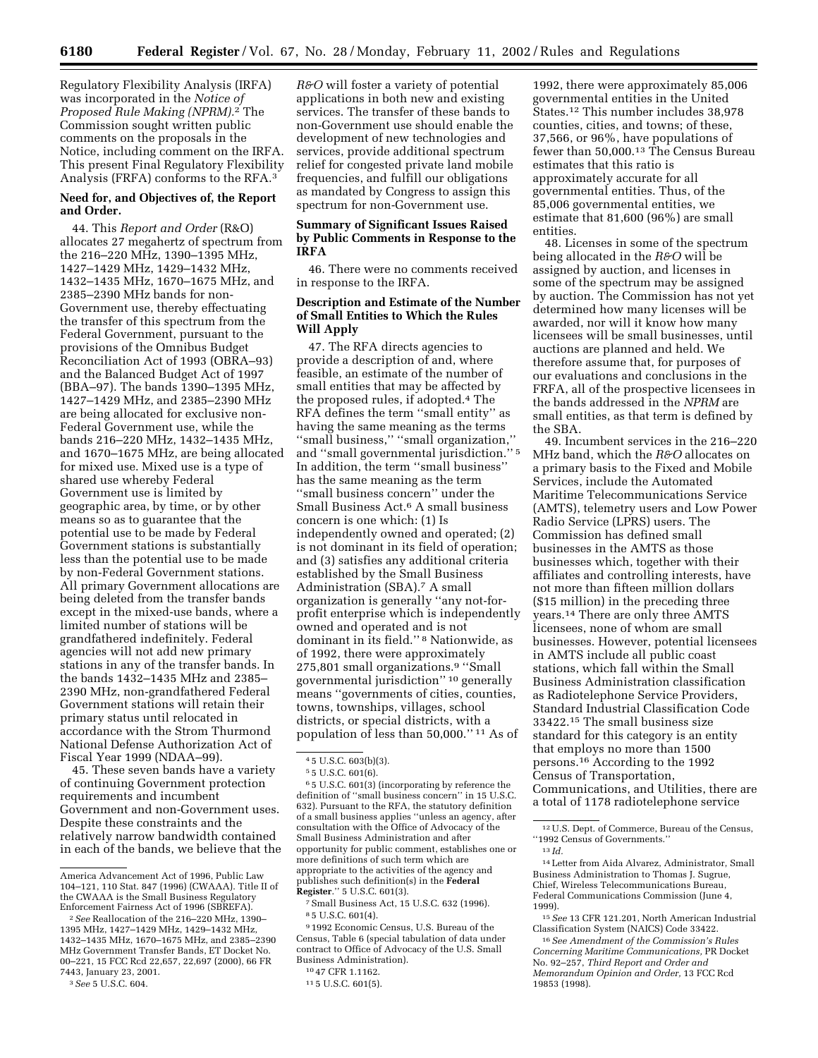Regulatory Flexibility Analysis (IRFA) was incorporated in the *Notice of Proposed Rule Making (NPRM).*[2] The Commission sought written public comments on the proposals in the Notice, including comment on the IRFA. This present Final Regulatory Flexibility Analysis (FRFA) conforms to the RFA.[3]

**Need for, and Objectives of, the Report and Order.**

44. This *Report and Order* (R&O) allocates 27 megahertz of spectrum from the 216–220 MHz, 1390–1395 MHz, 1427–1429 MHz, 1429–1432 MHz, 1432–1435 MHz, 1670–1675 MHz, and 2385–2390 MHz bands for non-Government use, thereby effectuating the transfer of this spectrum from the Federal Government, pursuant to the provisions of the Omnibus Budget Reconciliation Act of 1993 (OBRA–93) and the Balanced Budget Act of 1997 (BBA–97). The bands 1390–1395 MHz, 1427–1429 MHz, and 2385–2390 MHz are being allocated for exclusive non-Federal Government use, while the bands 216–220 MHz, 1432–1435 MHz, and 1670–1675 MHz, are being allocated for mixed use. Mixed use is a type of shared use whereby Federal Government use is limited by geographic area, by time, or by other means so as to guarantee that the potential use to be made by Federal Government stations is substantially less than the potential use to be made by non-Federal Government stations. All primary Government allocations are being deleted from the transfer bands except in the mixed-use bands, where a limited number of stations will be grandfathered indefinitely. Federal agencies will not add new primary stations in any of the transfer bands. In the bands 1432–1435 MHz and 2385–2390 MHz, non-grandfathered Federal Government stations will retain their primary status until relocated in accordance with the Strom Thurmond National Defense Authorization Act of Fiscal Year 1999 (NDAA–99).

45. These seven bands have a variety of continuing Government protection requirements and incumbent Government and non-Government uses. Despite these constraints and the relatively narrow bandwidth contained in each of the bands, we believe that the *R&O* will foster a variety of potential applications in both new and existing services. The transfer of these bands to non-Government use should enable the development of new technologies and services, provide additional spectrum relief for congested private land mobile frequencies, and fulfill our obligations as mandated by Congress to assign this spectrum for non-Government use.

**Summary of Significant Issues Raised by Public Comments in Response to the IRFA**

46. There were no comments received in response to the IRFA.

**Description and Estimate of the Number of Small Entities to Which the Rules Will Apply**

47. The RFA directs agencies to provide a description of and, where feasible, an estimate of the number of small entities that may be affected by the proposed rules, if adopted.[4] The RFA defines the term ''small entity'' as having the same meaning as the terms ''small business,'' ''small organization,'' and ''small governmental jurisdiction.'' [5] In addition, the term ''small business'' has the same meaning as the term ''small business concern'' under the Small Business Act.[6] A small business concern is one which: (1) Is independently owned and operated; (2) is not dominant in its field of operation; and (3) satisfies any additional criteria established by the Small Business Administration (SBA).[7] A small organization is generally ''any not-for-profit enterprise which is independently owned and operated and is not dominant in its field.'' [8] Nationwide, as of 1992, there were approximately 275,801 small organizations.[9] ''Small governmental jurisdiction'' [10] generally means ''governments of cities, counties, towns, townships, villages, school districts, or special districts, with a population of less than 50,000.'' [11] As of 1992, there were approximately 85,006 governmental entities in the United States.[12] This number includes 38,978 counties, cities, and towns; of these, 37,566, or 96%, have populations of fewer than 50,000.[13] The Census Bureau estimates that this ratio is approximately accurate for all governmental entities. Thus, of the 85,006 governmental entities, we estimate that 81,600 (96%) are small entities.

48. Licenses in some of the spectrum being allocated in the *R&O* will be assigned by auction, and licenses in some of the spectrum may be assigned by auction. The Commission has not yet determined how many licenses will be awarded, nor will it know how many licensees will be small businesses, until auctions are planned and held. We therefore assume that, for purposes of our evaluations and conclusions in the FRFA, all of the prospective licensees in the bands addressed in the *NPRM* are small entities, as that term is defined by the SBA.

49. Incumbent services in the 216–220 MHz band, which the *R&O* allocates on a primary basis to the Fixed and Mobile Services, include the Automated Maritime Telecommunications Service (AMTS), telemetry users and Low Power Radio Service (LPRS) users. The Commission has defined small businesses in the AMTS as those businesses which, together with their affiliates and controlling interests, have not more than fifteen million dollars ($15 million) in the preceding three years.[14] There are only three AMTS licensees, none of whom are small businesses. However, potential licensees in AMTS include all public coast stations, which fall within the Small Business Administration classification as Radiotelephone Service Providers, Standard Industrial Classification Code 33422.[15] The small business size standard for this category is an entity that employs no more than 1500 persons.[16] According to the 1992 Census of Transportation, Communications, and Utilities, there are a total of 1178 radiotelephone service

---

America Advancement Act of 1996, Public Law 104–121, 110 Stat. 847 (1996) (CWAAA). Title II of the CWAAA is the Small Business Regulatory Enforcement Fairness Act of 1996 (SBREFA).

[2] *See* Reallocation of the 216–220 MHz, 1390–1395 MHz, 1427–1429 MHz, 1429–1432 MHz, 1432–1435 MHz, 1670–1675 MHz, and 2385–2390 MHz Government Transfer Bands, ET Docket No. 00–221, 15 FCC Rcd 22,657, 22,697 (2000), 66 FR 7443, January 23, 2001.

[3] *See* 5 U.S.C. 604.

[4] 5 U.S.C. 603(b)(3).

[5] 5 U.S.C. 601(6).

[6] 5 U.S.C. 601(3) (incorporating by reference the definition of ''small business concern'' in 15 U.S.C. 632). Pursuant to the RFA, the statutory definition of a small business applies ''unless an agency, after consultation with the Office of Advocacy of the Small Business Administration and after opportunity for public comment, establishes one or more definitions of such term which are appropriate to the activities of the agency and publishes such definition(s) in the **Federal Register**.'' 5 U.S.C. 601(3).

[7] Small Business Act, 15 U.S.C. 632 (1996).

[8] 5 U.S.C. 601(4).

[9] 1992 Economic Census, U.S. Bureau of the Census, Table 6 (special tabulation of data under contract to Office of Advocacy of the U.S. Small Business Administration).

[10] 47 CFR 1.1162.

[11] 5 U.S.C. 601(5).

[12] U.S. Dept. of Commerce, Bureau of the Census, ''1992 Census of Governments.''

[13] *Id.*

[14] Letter from Aida Alvarez, Administrator, Small Business Administration to Thomas J. Sugrue, Chief, Wireless Telecommunications Bureau, Federal Communications Commission (June 4, 1999).

[15] *See* 13 CFR 121.201, North American Industrial Classification System (NAICS) Code 33422.

[16] *See Amendment of the Commission's Rules Concerning Maritime Communications*, PR Docket No. 92–257, *Third Report and Order and Memorandum Opinion and Order*, 13 FCC Rcd 19853 (1998).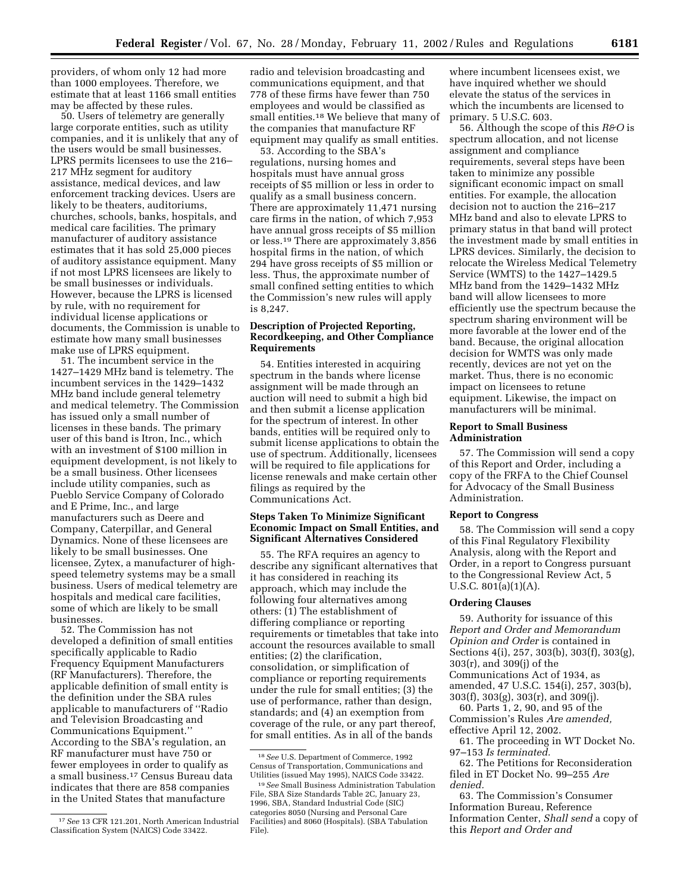providers, of whom only 12 had more than 1000 employees. Therefore, we estimate that at least 1166 small entities may be affected by these rules.

50. Users of telemetry are generally large corporate entities, such as utility companies, and it is unlikely that any of the users would be small businesses. LPRS permits licensees to use the 216–217 MHz segment for auditory assistance, medical devices, and law enforcement tracking devices. Users are likely to be theaters, auditoriums, churches, schools, banks, hospitals, and medical care facilities. The primary manufacturer of auditory assistance estimates that it has sold 25,000 pieces of auditory assistance equipment. Many if not most LPRS licensees are likely to be small businesses or individuals. However, because the LPRS is licensed by rule, with no requirement for individual license applications or documents, the Commission is unable to estimate how many small businesses make use of LPRS equipment.

51. The incumbent service in the 1427–1429 MHz band is telemetry. The incumbent services in the 1429–1432 MHz band include general telemetry and medical telemetry. The Commission has issued only a small number of licenses in these bands. The primary user of this band is Itron, Inc., which with an investment of $100 million in equipment development, is not likely to be a small business. Other licensees include utility companies, such as Pueblo Service Company of Colorado and E Prime, Inc., and large manufacturers such as Deere and Company, Caterpillar, and General Dynamics. None of these licensees are likely to be small businesses. One licensee, Zytex, a manufacturer of high-speed telemetry systems may be a small business. Users of medical telemetry are hospitals and medical care facilities, some of which are likely to be small businesses.

52. The Commission has not developed a definition of small entities specifically applicable to Radio Frequency Equipment Manufacturers (RF Manufacturers). Therefore, the applicable definition of small entity is the definition under the SBA rules applicable to manufacturers of ''Radio and Television Broadcasting and Communications Equipment.'' According to the SBA's regulation, an RF manufacturer must have 750 or fewer employees in order to qualify as a small business.[17] Census Bureau data indicates that there are 858 companies in the United States that manufacture radio and television broadcasting and communications equipment, and that 778 of these firms have fewer than 750 employees and would be classified as small entities.[18] We believe that many of the companies that manufacture RF equipment may qualify as small entities.

53. According to the SBA's regulations, nursing homes and hospitals must have annual gross receipts of $5 million or less in order to qualify as a small business concern. There are approximately 11,471 nursing care firms in the nation, of which 7,953 have annual gross receipts of $5 million or less.[19] There are approximately 3,856 hospital firms in the nation, of which 294 have gross receipts of $5 million or less. Thus, the approximate number of small confined setting entities to which the Commission's new rules will apply is 8,247.

### Description of Projected Reporting, Recordkeeping, and Other Compliance Requirements

54. Entities interested in acquiring spectrum in the bands where license assignment will be made through an auction will need to submit a high bid and then submit a license application for the spectrum of interest. In other bands, entities will be required only to submit license applications to obtain the use of spectrum. Additionally, licensees will be required to file applications for license renewals and make certain other filings as required by the Communications Act.

### Steps Taken To Minimize Significant Economic Impact on Small Entities, and Significant Alternatives Considered

55. The RFA requires an agency to describe any significant alternatives that it has considered in reaching its approach, which may include the following four alternatives among others: (1) The establishment of differing compliance or reporting requirements or timetables that take into account the resources available to small entities; (2) the clarification, consolidation, or simplification of compliance or reporting requirements under the rule for small entities; (3) the use of performance, rather than design, standards; and (4) an exemption from coverage of the rule, or any part thereof, for small entities. As in all of the bands where incumbent licensees exist, we have inquired whether we should elevate the status of the services in which the incumbents are licensed to primary. 5 U.S.C. 603.

56. Although the scope of this *R&O* is spectrum allocation, and not license assignment and compliance requirements, several steps have been taken to minimize any possible significant economic impact on small entities. For example, the allocation decision not to auction the 216–217 MHz band and also to elevate LPRS to primary status in that band will protect the investment made by small entities in LPRS devices. Similarly, the decision to relocate the Wireless Medical Telemetry Service (WMTS) to the 1427–1429.5 MHz band from the 1429–1432 MHz band will allow licensees to more efficiently use the spectrum because the spectrum sharing environment will be more favorable at the lower end of the band. Because, the original allocation decision for WMTS was only made recently, devices are not yet on the market. Thus, there is no economic impact on licensees to retune equipment. Likewise, the impact on manufacturers will be minimal.

### Report to Small Business Administration

57. The Commission will send a copy of this Report and Order, including a copy of the FRFA to the Chief Counsel for Advocacy of the Small Business Administration.

### Report to Congress

58. The Commission will send a copy of this Final Regulatory Flexibility Analysis, along with the Report and Order, in a report to Congress pursuant to the Congressional Review Act, 5 U.S.C. 801(a)(1)(A).

### Ordering Clauses

59. Authority for issuance of this *Report and Order and Memorandum Opinion and Order* is contained in Sections 4(i), 257, 303(b), 303(f), 303(g), 303(r), and 309(j) of the Communications Act of 1934, as amended, 47 U.S.C. 154(i), 257, 303(b), 303(f), 303(g), 303(r), and 309(j).

60. Parts 1, 2, 90, and 95 of the Commission's Rules *Are amended,* effective April 12, 2002.

61. The proceeding in WT Docket No. 97–153 *Is terminated.*

62. The Petitions for Reconsideration filed in ET Docket No. 99–255 *Are denied.*

63. The Commission's Consumer Information Bureau, Reference Information Center, *Shall send* a copy of this *Report and Order and*

---

[17] *See* 13 CFR 121.201, North American Industrial Classification System (NAICS) Code 33422.

[18] *See* U.S. Department of Commerce, 1992 Census of Transportation, Communications and Utilities (issued May 1995), NAICS Code 33422.

[19] *See* Small Business Administration Tabulation File, SBA Size Standards Table 2C, January 23, 1996, SBA, Standard Industrial Code (SIC) categories 8050 (Nursing and Personal Care Facilities) and 8060 (Hospitals). (SBA Tabulation File).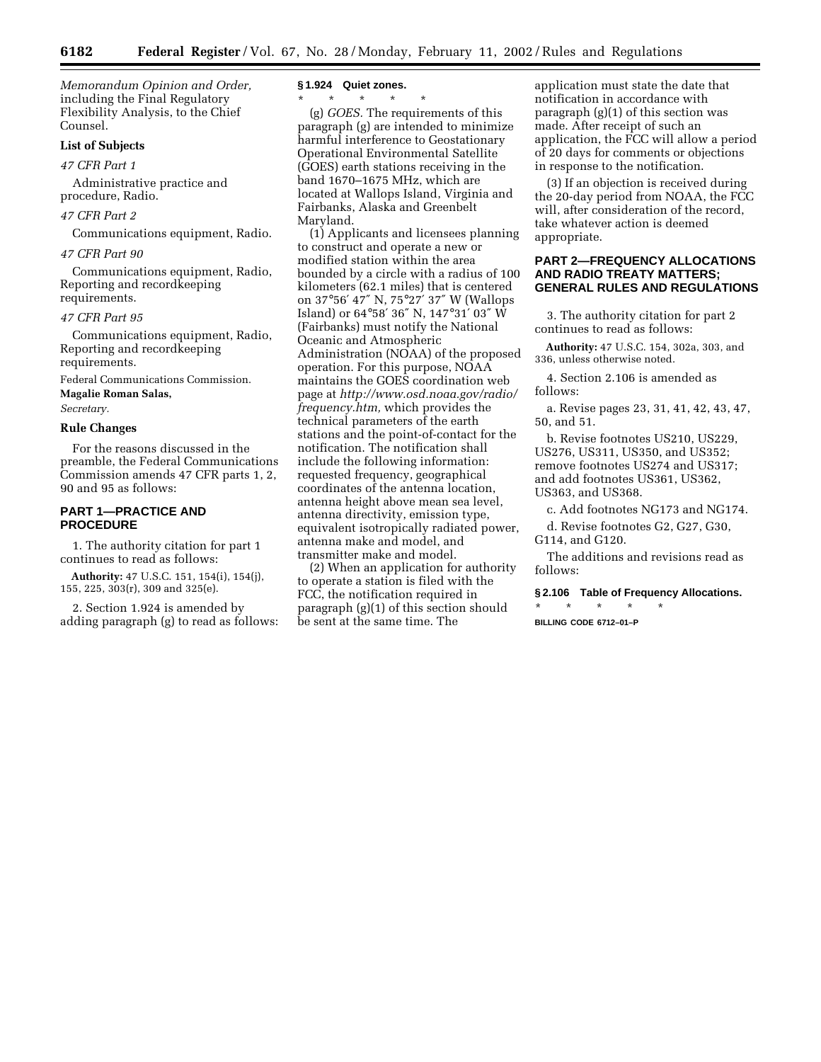*Memorandum Opinion and Order,* including the Final Regulatory Flexibility Analysis, to the Chief Counsel.

**List of Subjects**

*47 CFR Part 1*

Administrative practice and procedure, Radio.

*47 CFR Part 2*

Communications equipment, Radio.

*47 CFR Part 90*

Communications equipment, Radio, Reporting and recordkeeping requirements.

*47 CFR Part 95*

Communications equipment, Radio, Reporting and recordkeeping requirements.

Federal Communications Commission.

**Magalie Roman Salas,**

*Secretary.*

**Rule Changes**

For the reasons discussed in the preamble, the Federal Communications Commission amends 47 CFR parts 1, 2, 90 and 95 as follows:

## PART 1—PRACTICE AND PROCEDURE

1. The authority citation for part 1 continues to read as follows:

**Authority:** 47 U.S.C. 151, 154(i), 154(j), 155, 225, 303(r), 309 and 325(e).

2. Section 1.924 is amended by adding paragraph (g) to read as follows:

**§ 1.924 Quiet zones.**

\* \* \* \* \*

(g) *GOES.* The requirements of this paragraph (g) are intended to minimize harmful interference to Geostationary Operational Environmental Satellite (GOES) earth stations receiving in the band 1670–1675 MHz, which are located at Wallops Island, Virginia and Fairbanks, Alaska and Greenbelt Maryland.

(1) Applicants and licensees planning to construct and operate a new or modified station within the area bounded by a circle with a radius of 100 kilometers (62.1 miles) that is centered on 37°56′ 47″ N, 75°27′ 37″ W (Wallops Island) or 64°58′ 36″ N, 147°31′ 03″ W (Fairbanks) must notify the National Oceanic and Atmospheric Administration (NOAA) of the proposed operation. For this purpose, NOAA maintains the GOES coordination web page at *http://www.osd.noaa.gov/radio/frequency.htm,* which provides the technical parameters of the earth stations and the point-of-contact for the notification. The notification shall include the following information: requested frequency, geographical coordinates of the antenna location, antenna height above mean sea level, antenna directivity, emission type, equivalent isotropically radiated power, antenna make and model, and transmitter make and model.

(2) When an application for authority to operate a station is filed with the FCC, the notification required in paragraph (g)(1) of this section should be sent at the same time. The application must state the date that notification in accordance with paragraph (g)(1) of this section was made. After receipt of such an application, the FCC will allow a period of 20 days for comments or objections in response to the notification.

(3) If an objection is received during the 20-day period from NOAA, the FCC will, after consideration of the record, take whatever action is deemed appropriate.

## PART 2—FREQUENCY ALLOCATIONS AND RADIO TREATY MATTERS; GENERAL RULES AND REGULATIONS

3. The authority citation for part 2 continues to read as follows:

**Authority:** 47 U.S.C. 154, 302a, 303, and 336, unless otherwise noted.

4. Section 2.106 is amended as follows:

a. Revise pages 23, 31, 41, 42, 43, 47, 50, and 51.

b. Revise footnotes US210, US229, US276, US311, US350, and US352; remove footnotes US274 and US317; and add footnotes US361, US362, US363, and US368.

c. Add footnotes NG173 and NG174.

d. Revise footnotes G2, G27, G30, G114, and G120.

The additions and revisions read as follows:

**§ 2.106 Table of Frequency Allocations.**

\* \* \* \* \*

BILLING CODE 6712–01–P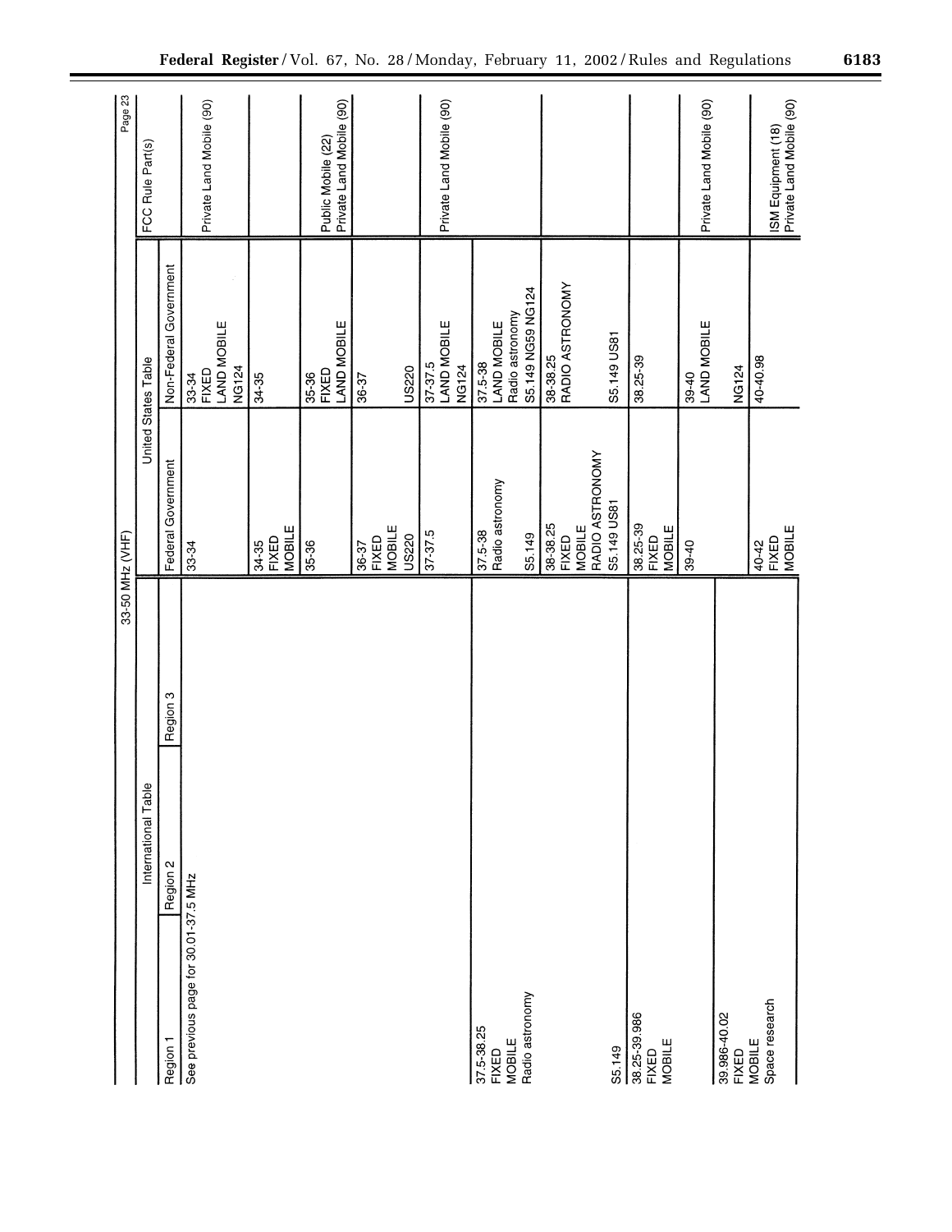33-50 MHz (VHF)

| International Table | | | United States Table | | FCC Rule Part(s) |
|---|---|---|---|---|---|
| Region 1 | Region 2 | Region 3 | Federal Government | Non-Federal Government | |
| See previous page for 30.01-37.5 MHz | | | 33-34 | 33-34<br>FIXED<br>LAND MOBILE<br>NG124 | Private Land Mobile (90) |
| | | | 34-35<br>FIXED<br>MOBILE | 34-35 | |
| | | | 35-36 | 35-36<br>FIXED<br>LAND MOBILE | Public Mobile (22)<br>Private Land Mobile (90) |
| | | | 36-37<br>FIXED<br>MOBILE<br>US220 | 36-37<br><br>US220 | |
| | | | 37-37.5 | 37-37.5<br>LAND MOBILE<br>NG124 | Private Land Mobile (90) |
| 37.5-38.25<br>FIXED<br>MOBILE<br>Radio astronomy<br><br>S5.149 | | | 37.5-38<br>Radio astronomy<br><br>S5.149 | 37.5-38<br>LAND MOBILE<br>Radio astronomy<br>S5.149 NG59 NG124 | |
| | | | 38-38.25<br>FIXED<br>MOBILE<br>RADIO ASTRONOMY<br>S5.149 US81 | 38-38.25<br>RADIO ASTRONOMY<br><br>S5.149 US81 | |
| 38.25-39.986<br>FIXED<br>MOBILE | | | 38.25-39<br>FIXED<br>MOBILE | 38.25-39 | |
| | | | 39-40 | 39-40<br>LAND MOBILE<br><br>NG124 | Private Land Mobile (90) |
| 39.986-40.02<br>FIXED<br>MOBILE<br>Space research | | | 40-42<br>FIXED<br>MOBILE | 40-40.98 | ISM Equipment (18)<br>Private Land Mobile (90) |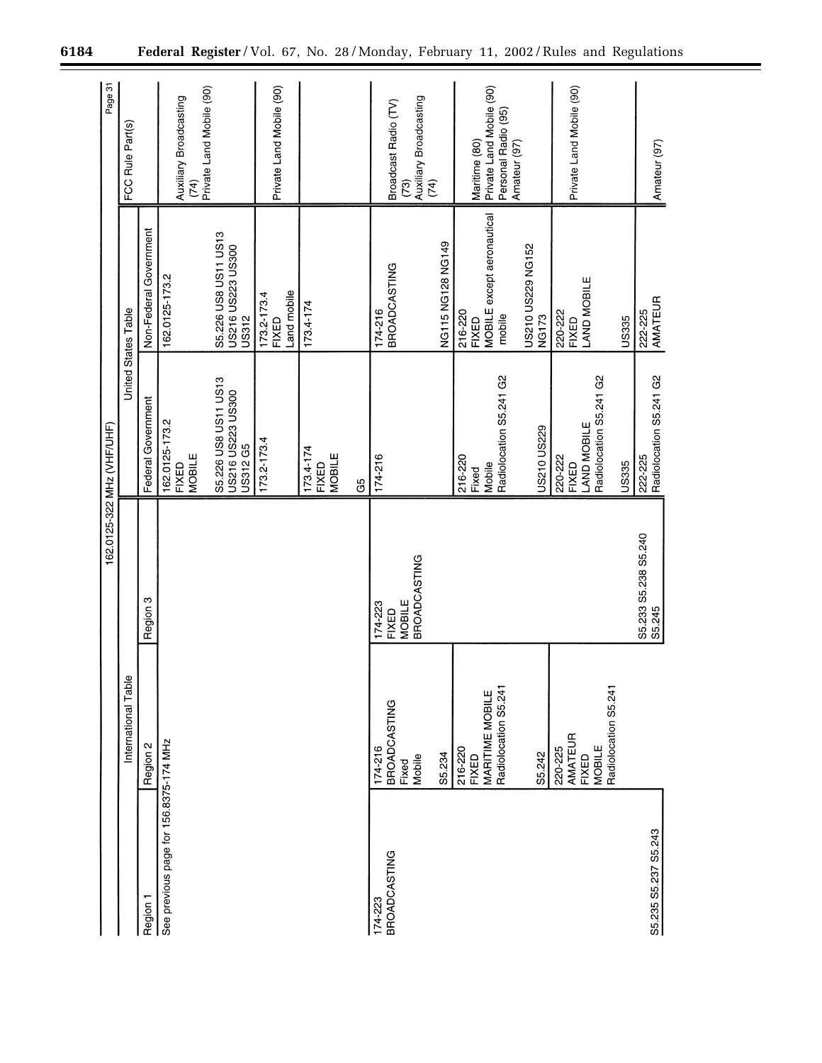162.0125-322 MHz (VHF/UHF)

| International Table | | | United States Table | | FCC Rule Part(s) |
|---|---|---|---|---|---|
| Region 1 | Region 2 | Region 3 | Federal Government | Non-Federal Government | |
| See previous page for 156.8375-174 MHz | | | 162.0125-173.2 FIXED MOBILE S5.226 US8 US11 US13 US216 US223 US300 US312 G5 | 162.0125-173.2 S5.226 US8 US11 US13 US216 US223 US300 US312 | Auxiliary Broadcasting (74) Private Land Mobile (90) |
| | | | 173.2-173.4 | 173.2-173.4 FIXED Land mobile | Private Land Mobile (90) |
| | | | 173.4-174 FIXED MOBILE G5 | 173.4-174 | |
| 174-223 BROADCASTING S5.235 S5.237 S5.243 | 174-216 BROADCASTING Fixed Mobile S5.234 | 174-223 FIXED MOBILE BROADCASTING S5.233 S5.238 S5.240 S5.245 | 174-216 | 174-216 BROADCASTING NG115 NG128 NG149 | Broadcast Radio (TV) (73) Auxiliary Broadcasting (74) |
| | 216-220 FIXED MARITIME MOBILE Radiolocation S5.241 S5.242 | | 216-220 Fixed Mobile Radiolocation S5.241 G2 US210 US229 | 216-220 FIXED MOBILE except aeronautical mobile US210 US229 NG152 NG173 | Maritime (80) Private Land Mobile (90) Personal Radio (95) Amateur (97) |
| | 220-225 AMATEUR FIXED MOBILE Radiolocation S5.241 | | 220-222 FIXED LAND MOBILE Radiolocation S5.241 G2 US335 | 220-222 FIXED LAND MOBILE US335 | Private Land Mobile (90) |
| | | | 222-225 Radiolocation S5.241 G2 | 222-225 AMATEUR | Amateur (97) |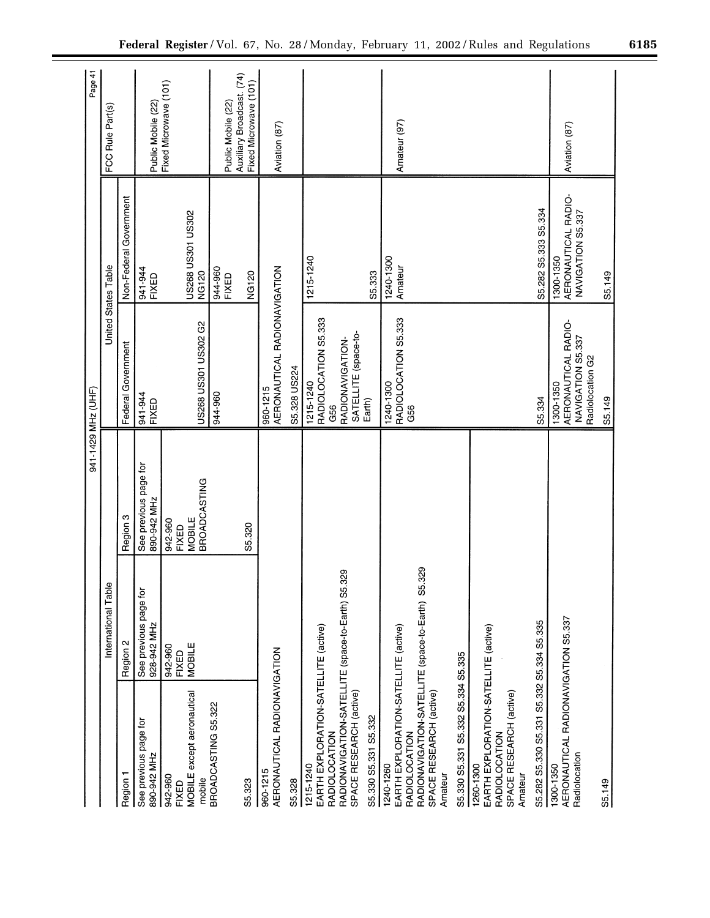941-1429 MHz (UHF)

| International Table | | | United States Table | | FCC Rule Part(s) |
|---|---|---|---|---|---|
| Region 1 | Region 2 | Region 3 | Federal Government | Non-Federal Government | |
| See previous page for 890-942 MHz | See previous page for 928-942 MHz | See previous page for 890-942 MHz | 941-944 FIXED US268 US301 US302 G2 | 941-944 FIXED US268 US301 US302 NG120 | Public Mobile (22) Fixed Microwave (101) |
| 942-960 FIXED MOBILE except aeronautical mobile BROADCASTING S5.322 S5.323 | 942-960 FIXED MOBILE | 942-960 FIXED MOBILE BROADCASTING S5.320 | 944-960 | 944-960 FIXED NG120 | Public Mobile (22) Auxiliary Broadcast. (74) Fixed Microwave (101) |
| 960-1215 AERONAUTICAL RADIONAVIGATION S5.328 | | | 960-1215 AERONAUTICAL RADIONAVIGATION S5.328 US224 | | Aviation (87) |
| 1215-1240 EARTH EXPLORATION-SATELLITE (active) RADIOLOCATION RADIONAVIGATION-SATELLITE (space-to-Earth) S5.329 SPACE RESEARCH (active) S5.330 S5.331 S5.332 | | | 1215-1240 RADIOLOCATION S5.333 G56 RADIONAVIGATION-SATELLITE (space-to-Earth) | 1215-1240 S5.333 | |
| 1240-1260 EARTH EXPLORATION-SATELLITE (active) RADIOLOCATION RADIONAVIGATION-SATELLITE (space-to-Earth) S5.329 SPACE RESEARCH (active) Amateur S5.330 S5.331 S5.332 S5.334 S5.335 | | | 1240-1300 RADIOLOCATION S5.333 G56 S5.334 | 1240-1300 Amateur S5.282 S5.333 S5.334 | Amateur (97) |
| 1260-1300 EARTH EXPLORATION-SATELLITE (active) RADIOLOCATION SPACE RESEARCH (active) Amateur S5.282 S5.330 S5.331 S5.332 S5.334 S5.335 | | | | | |
| 1300-1350 AERONAUTICAL RADIONAVIGATION S5.337 Radiolocation S5.149 | | | 1300-1350 AERONAUTICAL RADIONAVIGATION S5.337 Radiolocation G2 S5.149 | 1300-1350 AERONAUTICAL RADIONAVIGATION S5.337 S5.149 | Aviation (87) |

Page 41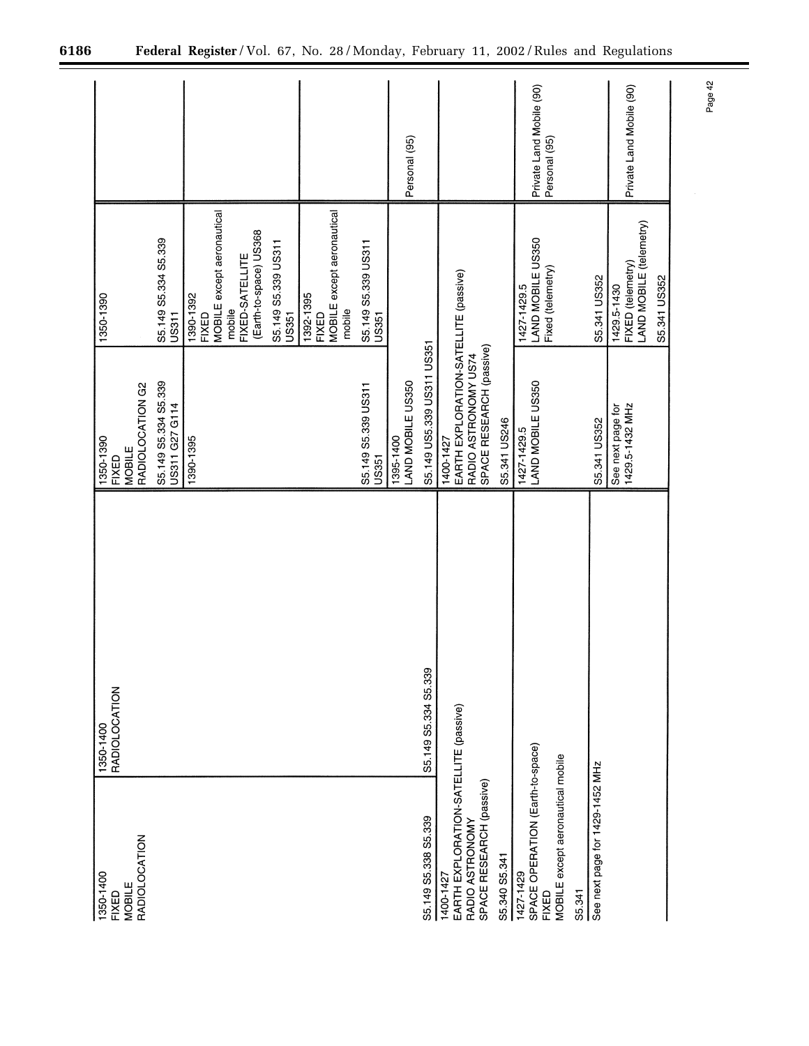| International Table | | | United States Table | | FCC Rule Part(s) |
|---|---|---|---|---|---|
| Region 1 | Region 2 | Region 3 | Federal Government | Non-Federal Government | |
| 1350-1400 FIXED MOBILE RADIOLOCATION | 1350-1400 RADIOLOCATION | | 1350-1390 FIXED MOBILE RADIOLOCATION G2 S5.149 S5.334 S5.339 US311 G27 G114 | 1350-1390 S5.149 S5.334 S5.339 US311 | |
| | | | 1390-1395 | 1390-1392 FIXED MOBILE except aeronautical mobile FIXED-SATELLITE (Earth-to-space) US368 S5.149 S5.339 US311 US351 | |
| | | | S5.149 S5.339 US311 US351 | 1392-1395 FIXED MOBILE except aeronautical mobile S5.149 S5.339 US311 US351 | |
| S5.149 S5.338 S5.339 | S5.149 S5.334 S5.339 | | 1395-1400 LAND MOBILE US350 S5.149 US5.339 US311 US351 | | Personal (95) |
| 1400-1427 EARTH EXPLORATION-SATELLITE (passive) RADIO ASTRONOMY SPACE RESEARCH (passive) S5.340 S5.341 | | | 1400-1427 EARTH EXPLORATION-SATELLITE (passive) RADIO ASTRONOMY US74 SPACE RESEARCH (passive) S5.341 US246 | | |
| 1427-1429 SPACE OPERATION (Earth-to-space) FIXED MOBILE except aeronautical mobile S5.341 | | | 1427-1429.5 LAND MOBILE US350 S5.341 US352 | 1427-1429.5 LAND MOBILE US350 Fixed (telemetry) S5.341 US352 | Private Land Mobile (90) Personal (95) |
| See next page for 1429-1452 MHz | | | See next page for 1429.5-1432 MHz | 1429.5-1430 FIXED (telemetry) LAND MOBILE (telemetry) S5.341 US352 | Private Land Mobile (90) |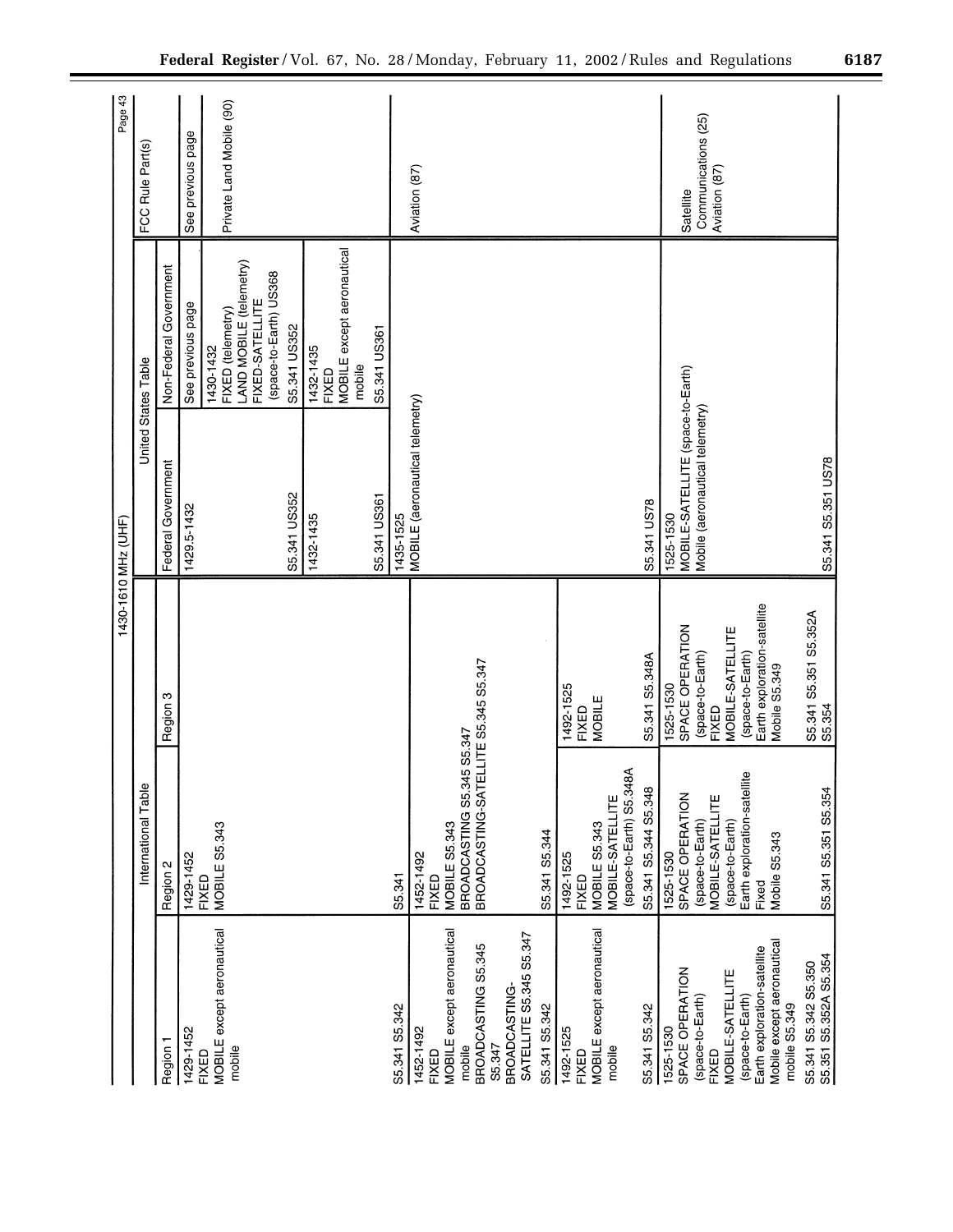**1430-1610 MHz (UHF)**

| International Table | | | United States Table | | FCC Rule Part(s) |
|---|---|---|---|---|---|
| Region 1 | Region 2 | Region 3 | Federal Government | Non-Federal Government | |
| 1429-1452 FIXED MOBILE except aeronautical mobile S5.341 S5.342 | 1429-1452 FIXED MOBILE S5.343 S5.341 | | 1429.5-1432 S5.341 US352 | See previous page | See previous page |
| | | | | 1430-1432 FIXED (telemetry) LAND MOBILE (telemetry) FIXED-SATELLITE (space-to-Earth) US368 S5.341 US352 | Private Land Mobile (90) |
| | | | 1432-1435 S5.341 US361 | 1432-1435 FIXED MOBILE except aeronautical mobile S5.341 US361 | |
| 1452-1492 FIXED MOBILE except aeronautical mobile BROADCASTING S5.345 S5.347 BROADCASTING-SATELLITE S5.345 S5.347 S5.341 S5.342 | 1452-1492 FIXED MOBILE S5.343 BROADCASTING S5.345 S5.347 BROADCASTING-SATELLITE S5.345 S5.347 S5.341 S5.344 | | 1435-1525 MOBILE (aeronautical telemetry) S5.341 US78 | | Aviation (87) |
| 1492-1525 FIXED MOBILE except aeronautical mobile S5.341 S5.342 | 1492-1525 FIXED MOBILE S5.343 MOBILE-SATELLITE (space-to-Earth) S5.348A S5.341 S5.344 S5.348 | 1492-1525 FIXED MOBILE S5.341 S5.348A | | | |
| 1525-1530 SPACE OPERATION (space-to-Earth) FIXED MOBILE-SATELLITE (space-to-Earth) Earth exploration-satellite Mobile except aeronautical mobile S5.349 S5.341 S5.342 S5.350 S5.351 S5.352A S5.354 | 1525-1530 SPACE OPERATION (space-to-Earth) MOBILE-SATELLITE (space-to-Earth) Earth exploration-satellite Fixed Mobile S5.343 S5.341 S5.351 S5.354 | 1525-1530 SPACE OPERATION (space-to-Earth) FIXED MOBILE-SATELLITE (space-to-Earth) Earth exploration-satellite Mobile S5.349 S5.341 S5.351 S5.352A S5.354 | 1525-1530 MOBILE-SATELLITE (space-to-Earth) Mobile (aeronautical telemetry) S5.341 S5.351 US78 | | Satellite Communications (25) Aviation (87) |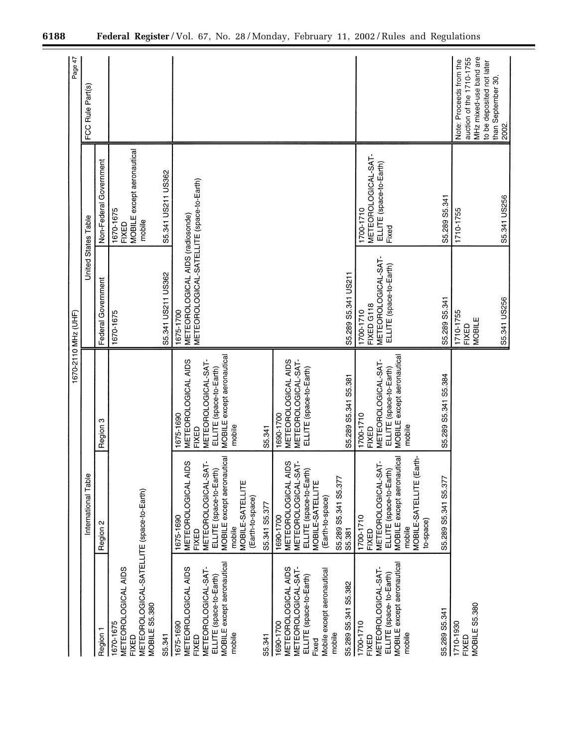1670-2110 MHz (UHF)

| International Table | | | United States Table | | FCC Rule Part(s) |
|---|---|---|---|---|---|
| Region 1 | Region 2 | Region 3 | Federal Government | Non-Federal Government | |
| 1670-1675 METEOROLOGICAL AIDS FIXED METEOROLOGICAL-SATELLITE (space-to-Earth) MOBILE S5.380 S5.341 | | | 1670-1675 S5.341 US211 US362 | 1670-1675 FIXED MOBILE except aeronautical mobile S5.341 US211 US362 | |
| 1675-1690 METEOROLOGICAL AIDS FIXED METEOROLOGICAL-SATELLITE (space-to-Earth) MOBILE except aeronautical mobile S5.341 | 1675-1690 METEOROLOGICAL AIDS FIXED METEOROLOGICAL-SATELLITE (space-to-Earth) MOBILE except aeronautical mobile MOBILE-SATELLITE (Earth-to-space) S5.341 S5.377 | 1675-1690 METEOROLOGICAL AIDS FIXED METEOROLOGICAL-SATELLITE (space-to-Earth) MOBILE except aeronautical mobile S5.341 | 1675-1700 METEOROLOGICAL AIDS (radiosonde) METEOROLOGICAL-SATELLITE (space-to-Earth) S5.289 S5.341 US211 | | |
| 1690-1700 METEOROLOGICAL AIDS METEOROLOGICAL-SATELLITE (space-to-Earth) Fixed Mobile except aeronautical mobile S5.289 S5.341 S5.382 | 1690-1700 METEOROLOGICAL AIDS METEOROLOGICAL-SATELLITE (space-to-Earth) MOBILE-SATELLITE (Earth-to-space) S5.289 S5.341 S5.377 S5.381 | 1690-1700 METEOROLOGICAL AIDS METEOROLOGICAL-SATELLITE (space-to-Earth) S5.289 S5.341 S5.381 | | | |
| 1700-1710 FIXED METEOROLOGICAL-SATELLITE (space- to-Earth) MOBILE except aeronautical mobile S5.289 S5.341 | 1700-1710 FIXED METEOROLOGICAL-SATELLITE (space-to-Earth) MOBILE except aeronautical mobile MOBILE-SATELLITE (Earth-to-space) S5.289 S5.341 S5.377 | 1700-1710 FIXED METEOROLOGICAL-SATELLITE (space-to-Earth) MOBILE except aeronautical mobile S5.289 S5.341 S5.384 | 1700-1710 FIXED G118 METEOROLOGICAL-SATELLITE (space-to-Earth) S5.289 S5.341 | 1700-1710 METEOROLOGICAL-SATELLITE (space-to-Earth) Fixed S5.289 S5.341 | |
| 1710-1930 FIXED MOBILE S5.380 | | | 1710-1755 FIXED MOBILE S5.341 US256 | 1710-1755 S5.341 US256 | Note: Proceeds from the auction of the 1710-1755 MHz mixed-use band are to be deposited not later than September 30, 2002. |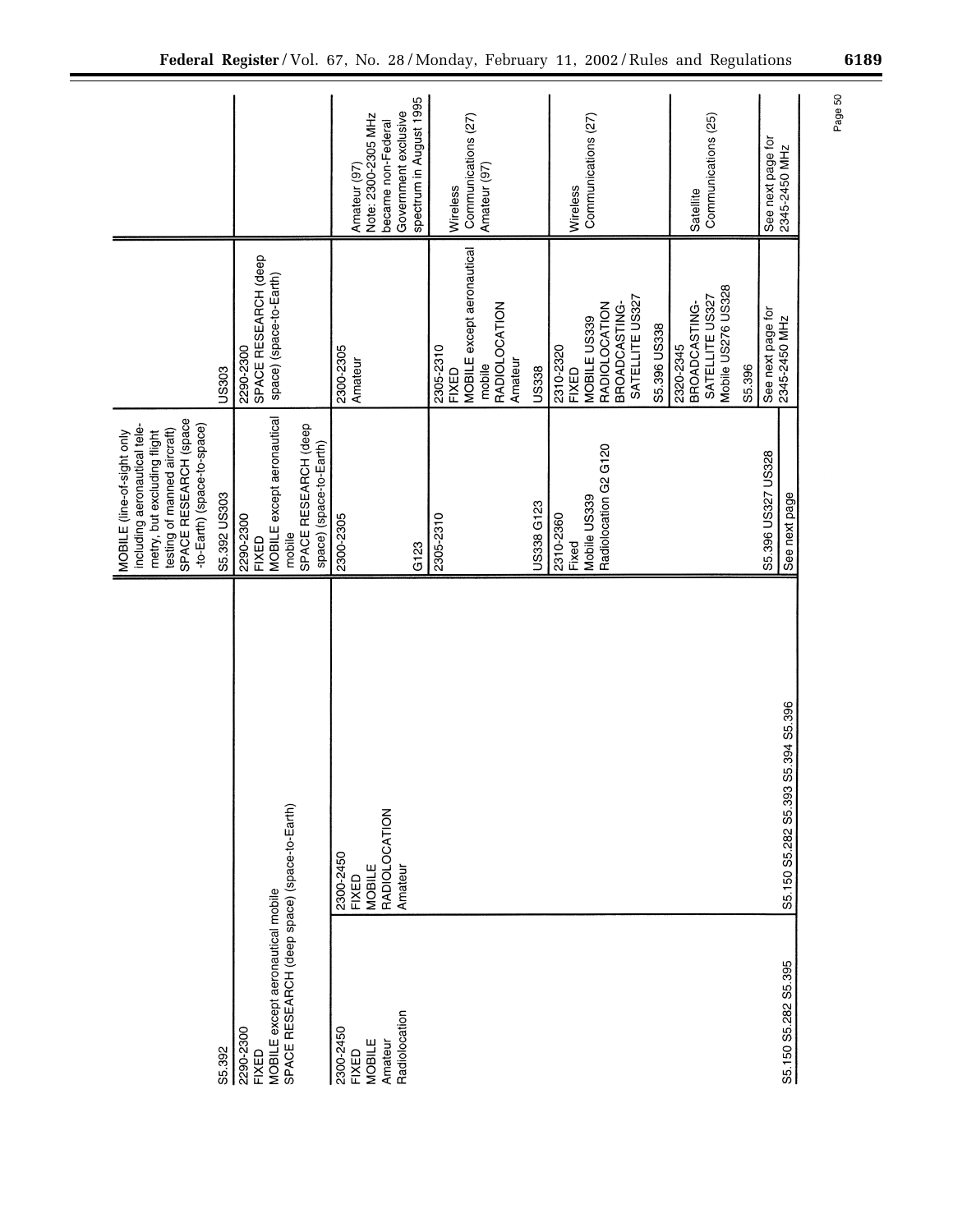| | | | | | |
|---|---|---|---|---|---|
| S5.392 | | | MOBILE (line-of-sight only including aeronautical telemetry, but excluding flight testing of manned aircraft)<br>SPACE RESEARCH (space-to-Earth) (space-to-space)<br>S5.392 US303 | US303 | |
| 2290-2300<br>FIXED<br>MOBILE except aeronautical mobile<br>SPACE RESEARCH (deep space) (space-to-Earth) | | | 2290-2300<br>FIXED<br>MOBILE except aeronautical mobile<br>SPACE RESEARCH (deep space) (space-to-Earth) | 2290-2300<br>SPACE RESEARCH (deep space) (space-to-Earth) | |
| 2300-2450<br>FIXED<br>MOBILE<br>Amateur<br>Radiolocation | 2300-2450<br>FIXED<br>MOBILE<br>RADIOLOCATION<br>Amateur | | 2300-2305<br><br>G123 | 2300-2305<br>Amateur | Amateur (97)<br>Note: 2300-2305 MHz became non-Federal Government exclusive spectrum in August 1995 |
| | | | 2305-2310<br><br>US338 G123 | 2305-2310<br>FIXED<br>MOBILE except aeronautical mobile<br>RADIOLOCATION<br>Amateur<br>US338 | Wireless Communications (27)<br>Amateur (97) |
| | | | 2310-2360<br>Fixed<br>Mobile US339<br>Radiolocation G2 G120 | 2310-2320<br>FIXED<br>MOBILE US339<br>RADIOLOCATION<br>BROADCASTING-SATELLITE US327<br>S5.396 US338 | Wireless Communications (27) |
| | | | | 2320-2345<br>BROADCASTING-SATELLITE US327<br>Mobile US276 US328<br>S5.396 | Satellite Communications (25) |
| S5.150 S5.282 S5.395 | S5.150 S5.282 S5.393 S5.394 S5.396 | | S5.396 US327 US328<br>See next page | See next page for 2345-2450 MHz | See next page for 2345-2450 MHz |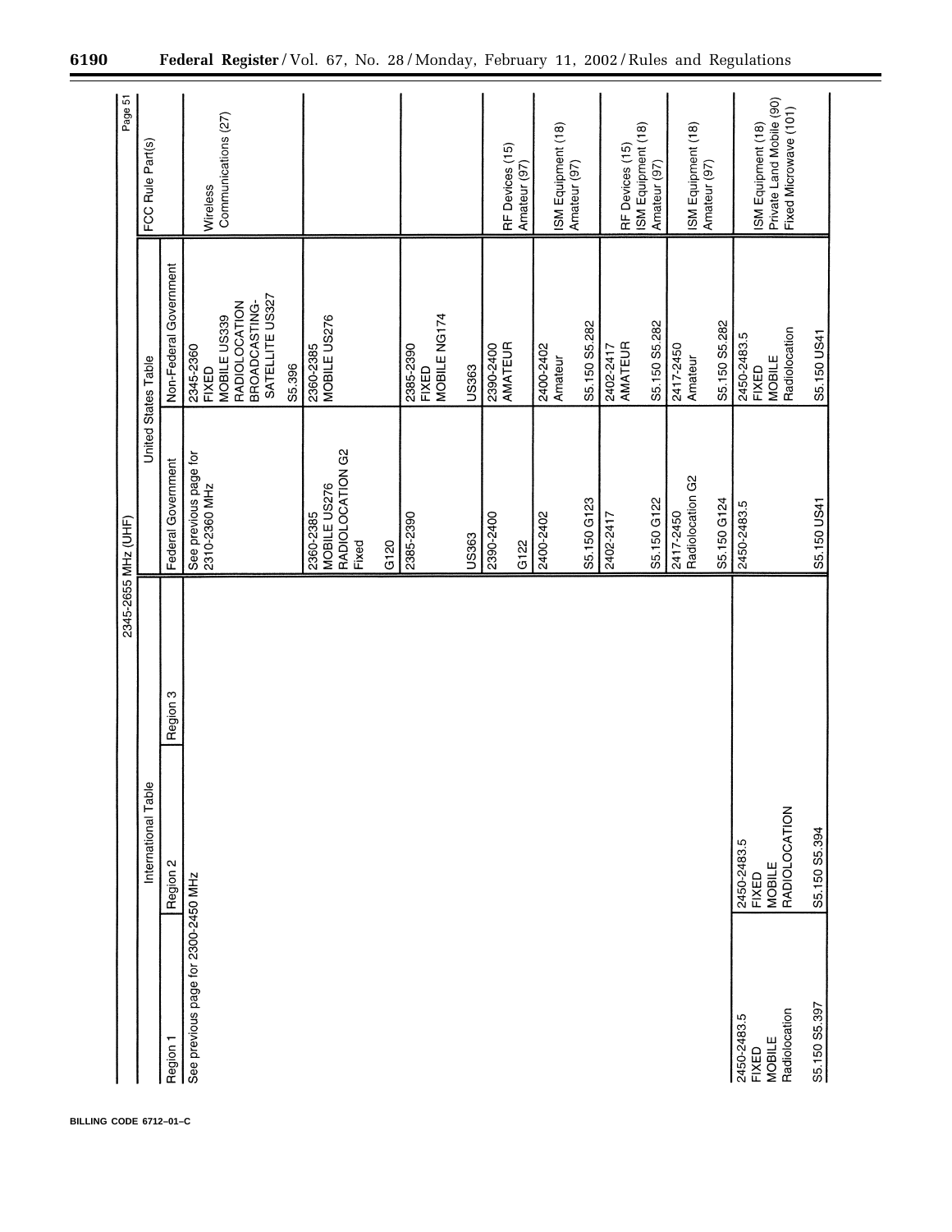2345-2655 MHz (UHF) — Page 51

| International Table | | | United States Table | | FCC Rule Part(s) |
|---|---|---|---|---|---|
| Region 1 | Region 2 | Region 3 | Federal Government | Non-Federal Government | |
| See previous page for 2300-2450 MHz | | | See previous page for 2310-2360 MHz | 2345-2360<br>FIXED<br>MOBILE US339<br>RADIOLOCATION<br>BROADCASTING-SATELLITE US327<br><br>S5.396 | Wireless Communications (27) |
| | | | 2360-2385<br>MOBILE US276<br>RADIOLOCATION G2<br>Fixed<br><br>G120 | 2360-2385<br>MOBILE US276 | |
| | | | 2385-2390<br><br>US363 | 2385-2390<br>FIXED<br>MOBILE NG174<br><br>US363 | |
| | | | 2390-2400<br><br>G122 | 2390-2400<br>AMATEUR | RF Devices (15)<br>Amateur (97) |
| | | | 2400-2402<br><br>S5.150 G123 | 2400-2402<br>Amateur<br><br>S5.150 S5.282 | ISM Equipment (18)<br>Amateur (97) |
| | | | 2402-2417<br><br>S5.150 G122 | 2402-2417<br>AMATEUR<br><br>S5.150 S5.282 | RF Devices (15)<br>ISM Equipment (18)<br>Amateur (97) |
| | | | 2417-2450<br>Radiolocation G2<br><br>S5.150 G124 | 2417-2450<br>Amateur<br><br>S5.150 S5.282 | ISM Equipment (18)<br>Amateur (97) |
| 2450-2483.5<br>FIXED<br>MOBILE<br>Radiolocation<br><br>S5.150 S5.397 | 2450-2483.5<br>FIXED<br>MOBILE<br>RADIOLOCATION<br><br>S5.150 S5.394 | | 2450-2483.5<br><br>S5.150 US41 | 2450-2483.5<br>FIXED<br>MOBILE<br>Radiolocation<br><br>S5.150 US41 | ISM Equipment (18)<br>Private Land Mobile (90)<br>Fixed Microwave (101) |

BILLING CODE 6712–01–C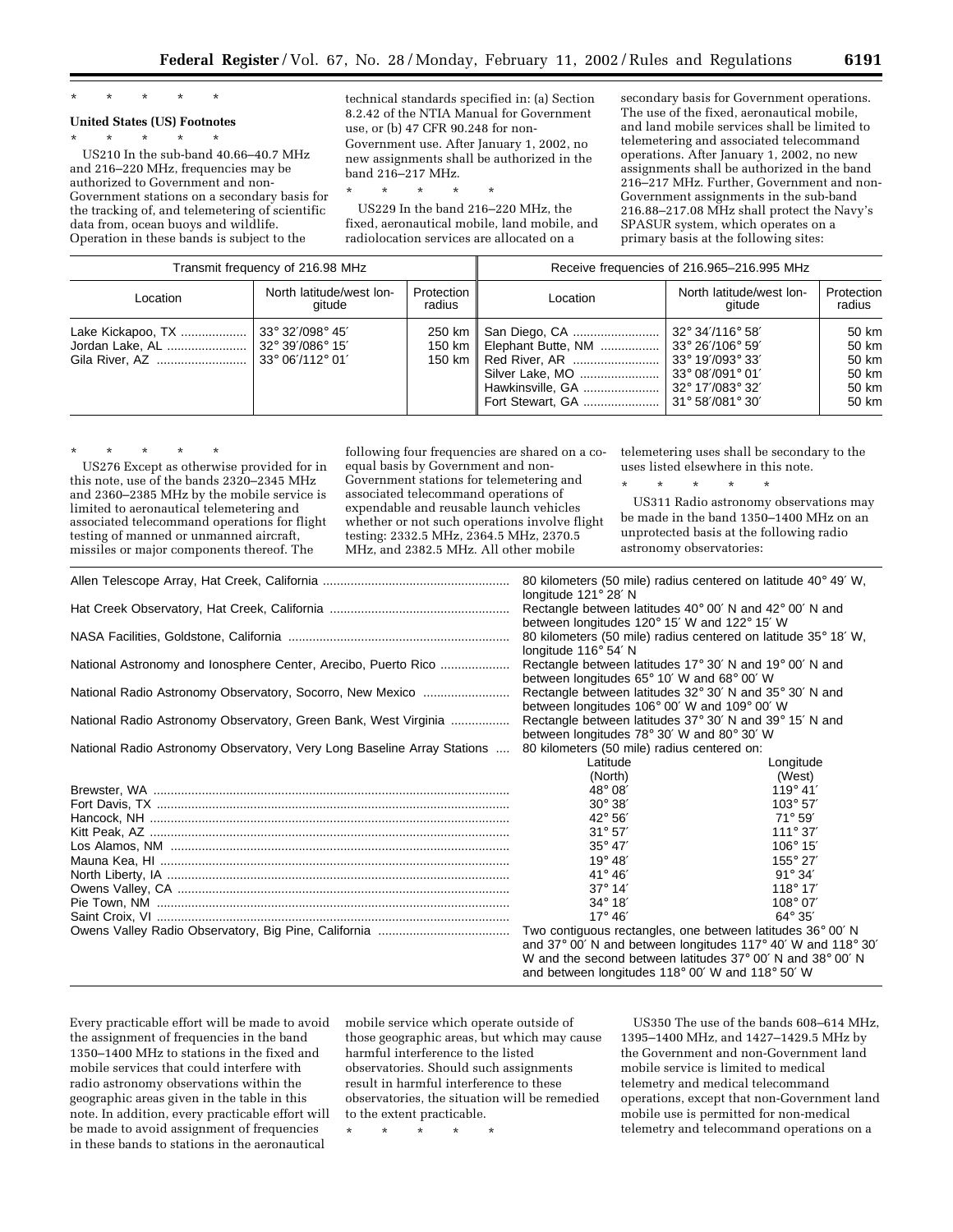\* \* \* \* \*

**United States (US) Footnotes**

\* \* \* \* \*

US210 In the sub-band 40.66–40.7 MHz and 216–220 MHz, frequencies may be authorized to Government and non-Government stations on a secondary basis for the tracking of, and telemetering of scientific data from, ocean buoys and wildlife. Operation in these bands is subject to the technical standards specified in: (a) Section 8.2.42 of the NTIA Manual for Government use, or (b) 47 CFR 90.248 for non-Government use. After January 1, 2002, no new assignments shall be authorized in the band 216–217 MHz.

\* \* \* \* \*

US229 In the band 216–220 MHz, the fixed, aeronautical mobile, land mobile, and radiolocation services are allocated on a secondary basis for Government operations. The use of the fixed, aeronautical mobile, and land mobile services shall be limited to telemetering and associated telecommand operations. After January 1, 2002, no new assignments shall be authorized in the band 216–217 MHz. Further, Government and non-Government assignments in the sub-band 216.88–217.08 MHz shall protect the Navy's SPASUR system, which operates on a primary basis at the following sites:

| Transmit frequency of 216.98 MHz | | | Receive frequencies of 216.965–216.995 MHz | | |
|---|---|---|---|---|---|
| Location | North latitude/west longitude | Protection radius | Location | North latitude/west longitude | Protection radius |
| Lake Kickapoo, TX | 33° 32′/098° 45′ | 250 km | San Diego, CA | 32° 34′/116° 58′ | 50 km |
| Jordan Lake, AL | 32° 39′/086° 15′ | 150 km | Elephant Butte, NM | 33° 26′/106° 59′ | 50 km |
| Gila River, AZ | 33° 06′/112° 01′ | 150 km | Red River, AR | 33° 19′/093° 33′ | 50 km |
| | | | Silver Lake, MO | 33° 08′/091° 01′ | 50 km |
| | | | Hawkinsville, GA | 32° 17′/083° 32′ | 50 km |
| | | | Fort Stewart, GA | 31° 58′/081° 30′ | 50 km |

\* \* \* \* \*

US276 Except as otherwise provided for in this note, use of the bands 2320–2345 MHz and 2360–2385 MHz by the mobile service is limited to aeronautical telemetering and associated telecommand operations for flight testing of manned or unmanned aircraft, missiles or major components thereof. The following four frequencies are shared on a co-equal basis by Government and non-Government stations for telemetering and associated telecommand operations of expendable and reusable launch vehicles whether or not such operations involve flight testing: 2332.5 MHz, 2364.5 MHz, 2370.5 MHz, and 2382.5 MHz. All other mobile telemetering uses shall be secondary to the uses listed elsewhere in this note.

\* \* \* \* \*

US311 Radio astronomy observations may be made in the band 1350–1400 MHz on an unprotected basis at the following radio astronomy observatories:

| Observatory | Area | |
|---|---|---|
| Allen Telescope Array, Hat Creek, California | 80 kilometers (50 mile) radius centered on latitude 40° 49′ W, longitude 121° 28′ N | |
| Hat Creek Observatory, Hat Creek, California | Rectangle between latitudes 40° 00′ N and 42° 00′ N and between longitudes 120° 15′ W and 122° 15′ W | |
| NASA Facilities, Goldstone, California | 80 kilometers (50 mile) radius centered on latitude 35° 18′ W, longitude 116° 54′ N | |
| National Astronomy and Ionosphere Center, Arecibo, Puerto Rico | Rectangle between latitudes 17° 30′ N and 19° 00′ N and between longitudes 65° 10′ W and 68° 00′ W | |
| National Radio Astronomy Observatory, Socorro, New Mexico | Rectangle between latitudes 32° 30′ N and 35° 30′ N and between longitudes 106° 00′ W and 109° 00′ W | |
| National Radio Astronomy Observatory, Green Bank, West Virginia | Rectangle between latitudes 37° 30′ N and 39° 15′ N and between longitudes 78° 30′ W and 80° 30′ W | |
| National Radio Astronomy Observatory, Very Long Baseline Array Stations | 80 kilometers (50 mile) radius centered on: | |
| | Latitude (North) | Longitude (West) |
| Brewster, WA | 48° 08′ | 119° 41′ |
| Fort Davis, TX | 30° 38′ | 103° 57′ |
| Hancock, NH | 42° 56′ | 71° 59′ |
| Kitt Peak, AZ | 31° 57′ | 111° 37′ |
| Los Alamos, NM | 35° 47′ | 106° 15′ |
| Mauna Kea, HI | 19° 48′ | 155° 27′ |
| North Liberty, IA | 41° 46′ | 91° 34′ |
| Owens Valley, CA | 37° 14′ | 118° 17′ |
| Pie Town, NM | 34° 18′ | 108° 07′ |
| Saint Croix, VI | 17° 46′ | 64° 35′ |
| Owens Valley Radio Observatory, Big Pine, California | Two contiguous rectangles, one between latitudes 36° 00′ N and 37° 00′ N and between longitudes 117° 40′ W and 118° 30′ W and the second between latitudes 37° 00′ N and 38° 00′ N and between longitudes 118° 00′ W and 118° 50′ W | |

Every practicable effort will be made to avoid the assignment of frequencies in the band 1350–1400 MHz to stations in the fixed and mobile services that could interfere with radio astronomy observations within the geographic areas given in the table in this note. In addition, every practicable effort will be made to avoid assignment of frequencies in these bands to stations in the aeronautical mobile service which operate outside of those geographic areas, but which may cause harmful interference to the listed observatories. Should such assignments result in harmful interference to these observatories, the situation will be remedied to the extent practicable.

\* \* \* \* \*

US350 The use of the bands 608–614 MHz, 1395–1400 MHz, and 1427–1429.5 MHz by the Government and non-Government land mobile service is limited to medical telemetry and medical telecommand operations, except that non-Government land mobile use is permitted for non-medical telemetry and telecommand operations on a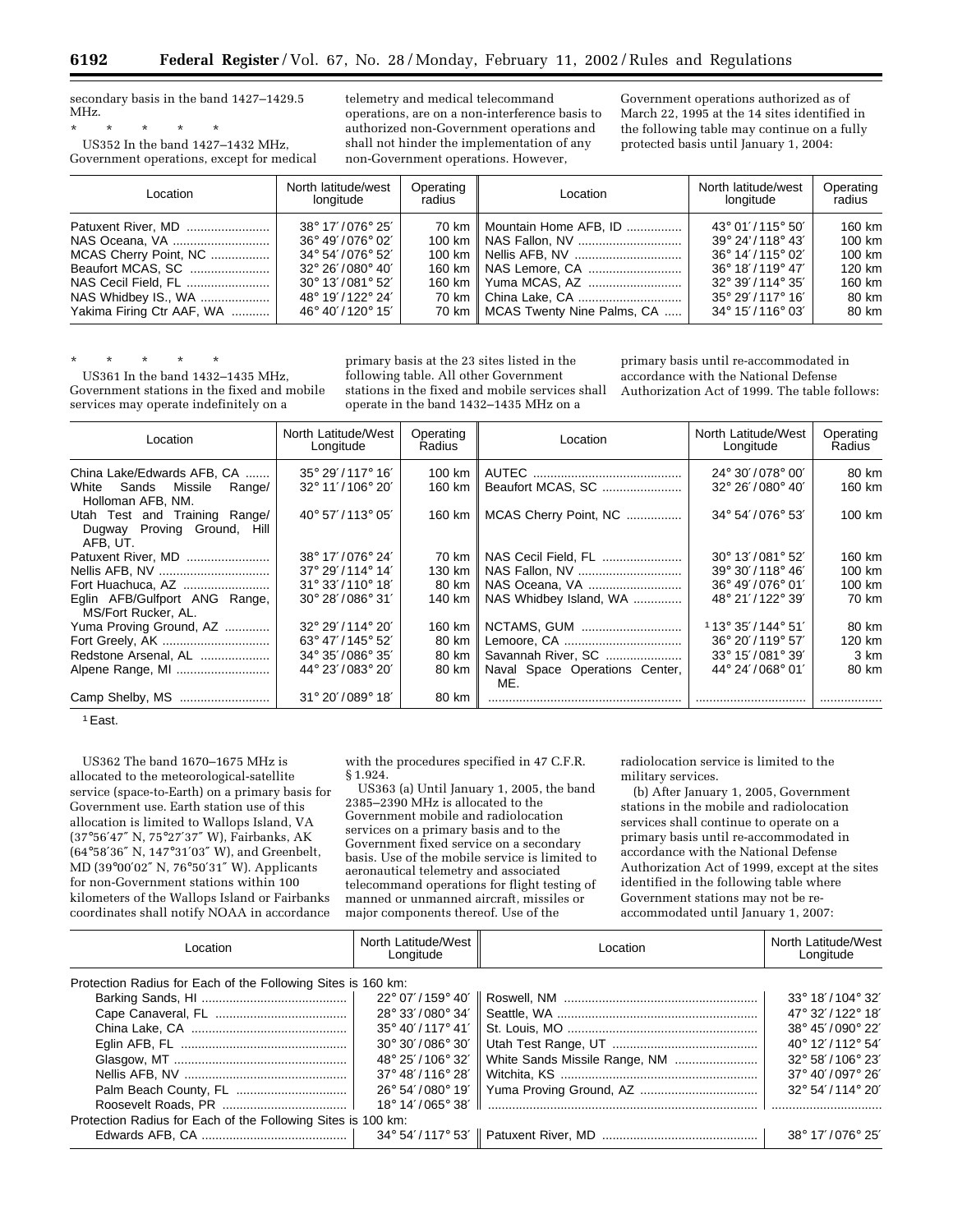secondary basis in the band 1427–1429.5 MHz.

\* \* \* \* \*

US352 In the band 1427–1432 MHz, Government operations, except for medical telemetry and medical telecommand operations, are on a non-interference basis to authorized non-Government operations and shall not hinder the implementation of any non-Government operations. However, Government operations authorized as of March 22, 1995 at the 14 sites identified in the following table may continue on a fully protected basis until January 1, 2004:

| Location | North latitude/west longitude | Operating radius | Location | North latitude/west longitude | Operating radius |
|---|---|---|---|---|---|
| Patuxent River, MD | 38° 17′/076° 25′ | 70 km | Mountain Home AFB, ID | 43° 01′/115° 50′ | 160 km |
| NAS Oceana, VA | 36° 49′/076° 02′ | 100 km | NAS Fallon, NV | 39° 24′/118° 43′ | 100 km |
| MCAS Cherry Point, NC | 34° 54′/076° 52′ | 100 km | Nellis AFB, NV | 36° 14′/115° 02′ | 100 km |
| Beaufort MCAS, SC | 32° 26′/080° 40′ | 160 km | NAS Lemore, CA | 36° 18′/119° 47′ | 120 km |
| NAS Cecil Field, FL | 30° 13′/081° 52′ | 160 km | Yuma MCAS, AZ | 32° 39′/114° 35′ | 160 km |
| NAS Whidbey IS., WA | 48° 19′/122° 24′ | 70 km | China Lake, CA | 35° 29′/117° 16′ | 80 km |
| Yakima Firing Ctr AAF, WA | 46° 40′/120° 15′ | 70 km | MCAS Twenty Nine Palms, CA | 34° 15′/116° 03′ | 80 km |

\* \* \* \* \*

US361 In the band 1432–1435 MHz, Government stations in the fixed and mobile services may operate indefinitely on a primary basis at the 23 sites listed in the following table. All other Government stations in the fixed and mobile services shall operate in the band 1432–1435 MHz on a primary basis until re-accommodated in accordance with the National Defense Authorization Act of 1999. The table follows:

| Location | North Latitude/West Longitude | Operating Radius | Location | North Latitude/West Longitude | Operating Radius |
|---|---|---|---|---|---|
| China Lake/Edwards AFB, CA | 35° 29′/117° 16′ | 100 km | AUTEC | 24° 30′/078° 00′ | 80 km |
| White Sands Missile Range/ Holloman AFB, NM. | 32° 11′/106° 20′ | 160 km | Beaufort MCAS, SC | 32° 26′/080° 40′ | 160 km |
| Utah Test and Training Range/ Dugway Proving Ground, Hill AFB, UT. | 40° 57′/113° 05′ | 160 km | MCAS Cherry Point, NC | 34° 54′/076° 53′ | 100 km |
| Patuxent River, MD | 38° 17′/076° 24′ | 70 km | NAS Cecil Field, FL | 30° 13′/081° 52′ | 160 km |
| Nellis AFB, NV | 37° 29′/114° 14′ | 130 km | NAS Fallon, NV | 39° 30′/118° 46′ | 100 km |
| Fort Huachuca, AZ | 31° 33′/110° 18′ | 80 km | NAS Oceana, VA | 36° 49′/076° 01′ | 100 km |
| Eglin AFB/Gulfport ANG Range, MS/Fort Rucker, AL. | 30° 28′/086° 31′ | 140 km | NAS Whidbey Island, WA | 48° 21′/122° 39′ | 70 km |
| Yuma Proving Ground, AZ | 32° 29′/114° 20′ | 160 km | NCTAMS, GUM | [1] 13° 35′/144° 51′ | 80 km |
| Fort Greely, AK | 63° 47′/145° 52′ | 80 km | Lemoore, CA | 36° 20′/119° 57′ | 120 km |
| Redstone Arsenal, AL | 34° 35′/086° 35′ | 80 km | Savannah River, SC | 33° 15′/081° 39′ | 3 km |
| Alpene Range, MI | 44° 23′/083° 20′ | 80 km | Naval Space Operations Center, ME. | 44° 24′/068° 01′ | 80 km |
| Camp Shelby, MS | 31° 20′/089° 18′ | 80 km | | | |

[1] East.

US362 The band 1670–1675 MHz is allocated to the meteorological-satellite service (space-to-Earth) on a primary basis for Government use. Earth station use of this allocation is limited to Wallops Island, VA (37°56′47″ N, 75°27′37″ W), Fairbanks, AK (64°58′36″ N, 147°31′03″ W), and Greenbelt, MD (39°00′02″ N, 76°50′31″ W). Applicants for non-Government stations within 100 kilometers of the Wallops Island or Fairbanks coordinates shall notify NOAA in accordance with the procedures specified in 47 C.F.R. § 1.924.

US363 (a) Until January 1, 2005, the band 2385–2390 MHz is allocated to the Government mobile and radiolocation services on a primary basis and to the Government fixed service on a secondary basis. Use of the mobile service is limited to aeronautical telemetry and associated telecommand operations for flight testing of manned or unmanned aircraft, missiles or major components thereof. Use of the radiolocation service is limited to the military services.

(b) After January 1, 2005, Government stations in the mobile and radiolocation services shall continue to operate on a primary basis until re-accommodated in accordance with the National Defense Authorization Act of 1999, except at the sites identified in the following table where Government stations may not be re-accommodated until January 1, 2007:

| Location | North Latitude/West Longitude | Location | North Latitude/West Longitude |
|---|---|---|---|
| Protection Radius for Each of the Following Sites is 160 km: | | | |
| Barking Sands, HI | 22° 07′/159° 40′ | Roswell, NM | 33° 18′/104° 32′ |
| Cape Canaveral, FL | 28° 33′/080° 34′ | Seattle, WA | 47° 32′/122° 18′ |
| China Lake, CA | 35° 40′/117° 41′ | St. Louis, MO | 38° 45′/090° 22′ |
| Eglin AFB, FL | 30° 30′/086° 30′ | Utah Test Range, UT | 40° 12′/112° 54′ |
| Glasgow, MT | 48° 25′/106° 32′ | White Sands Missile Range, NM | 32° 58′/106° 23′ |
| Nellis AFB, NV | 37° 48′/116° 28′ | Witchita, KS | 37° 40′/097° 26′ |
| Palm Beach County, FL | 26° 54′/080° 19′ | Yuma Proving Ground, AZ | 32° 54′/114° 20′ |
| Roosevelt Roads, PR | 18° 14′/065° 38′ | | |
| Protection Radius for Each of the Following Sites is 100 km: | | | |
| Edwards AFB, CA | 34° 54′/117° 53′ | Patuxent River, MD | 38° 17′/076° 25′ |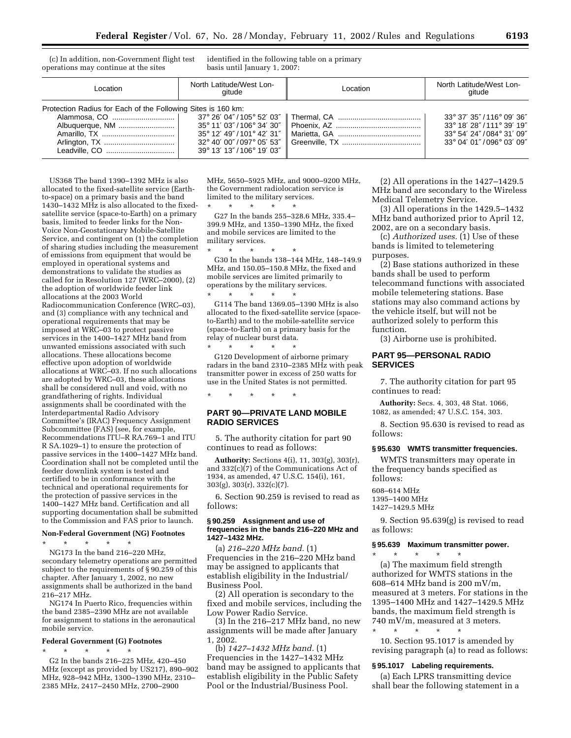(c) In addition, non-Government flight test operations may continue at the sites identified in the following table on a primary basis until January 1, 2007:

| Location | North Latitude/West Longitude | Location | North Latitude/West Longitude |
|---|---|---|---|
| Protection Radius for Each of the Following Sites is 160 km: | | | |
| Alammosa, CO | 37° 26′ 04″ / 105° 52′ 03″ | Thermal, CA | 33° 37′ 35″ / 116° 09′ 36″ |
| Albuquerque, NM | 35° 11′ 03″ / 106° 34′ 30″ | Phoenix, AZ | 33° 18′ 28″ / 111° 39′ 19″ |
| Amarillo, TX | 35° 12′ 49″ / 101° 42′ 31″ | Marietta, GA | 33° 54′ 24″ / 084° 31′ 09″ |
| Arlington, TX | 32° 40′ 00″ / 097° 05′ 53″ | Greenville, TX | 33° 04′ 01″ / 096° 03′ 09″ |
| Leadville, CO | 39° 13′ 13″ / 106° 19′ 03″ | | |

US368 The band 1390–1392 MHz is also allocated to the fixed-satellite service (Earth-to-space) on a primary basis and the band 1430–1432 MHz is also allocated to the fixed-satellite service (space-to-Earth) on a primary basis, limited to feeder links for the Non-Voice Non-Geostationary Mobile-Satellite Service, and contingent on (1) the completion of sharing studies including the measurement of emissions from equipment that would be employed in operational systems and demonstrations to validate the studies as called for in Resolution 127 (WRC–2000), (2) the adoption of worldwide feeder link allocations at the 2003 World Radiocommunication Conference (WRC–03), and (3) compliance with any technical and operational requirements that may be imposed at WRC–03 to protect passive services in the 1400–1427 MHz band from unwanted emissions associated with such allocations. These allocations become effective upon adoption of worldwide allocations at WRC–03. If no such allocations are adopted by WRC–03, these allocations shall be considered null and void, with no grandfathering of rights. Individual assignments shall be coordinated with the Interdepartmental Radio Advisory Committee's (IRAC) Frequency Assignment Subcommittee (FAS) (see, for example, Recommendations ITU–R RA.769–1 and ITU R SA.1029–1) to ensure the protection of passive services in the 1400–1427 MHz band. Coordination shall not be completed until the feeder downlink system is tested and certified to be in conformance with the technical and operational requirements for the protection of passive services in the 1400–1427 MHz band. Certification and all supporting documentation shall be submitted to the Commission and FAS prior to launch.

**Non-Federal Government (NG) Footnotes**

\* \* \* \* \*

NG173 In the band 216–220 MHz, secondary telemetry operations are permitted subject to the requirements of § 90.259 of this chapter. After January 1, 2002, no new assignments shall be authorized in the band 216–217 MHz.

NG174 In Puerto Rico, frequencies within the band 2385–2390 MHz are not available for assignment to stations in the aeronautical mobile service.

**Federal Government (G) Footnotes**

\* \* \* \* \*

G2 In the bands 216–225 MHz, 420–450 MHz (except as provided by US217), 890–902 MHz, 928–942 MHz, 1300–1390 MHz, 2310–2385 MHz, 2417–2450 MHz, 2700–2900 MHz, 5650–5925 MHz, and 9000–9200 MHz, the Government radiolocation service is limited to the military services.

\* \* \* \* \*

G27 In the bands 255–328.6 MHz, 335.4–399.9 MHz, and 1350–1390 MHz, the fixed and mobile services are limited to the military services.

\* \* \* \* \*

G30 In the bands 138–144 MHz, 148–149.9 MHz, and 150.05–150.8 MHz, the fixed and mobile services are limited primarily to operations by the military services.

\* \* \* \* \*

G114 The band 1369.05–1390 MHz is also allocated to the fixed-satellite service (space-to-Earth) and to the mobile-satellite service (space-to-Earth) on a primary basis for the relay of nuclear burst data.

\* \* \* \* \*

G120 Development of airborne primary radars in the band 2310–2385 MHz with peak transmitter power in excess of 250 watts for use in the United States is not permitted.

\* \* \* \* \*

## PART 90—PRIVATE LAND MOBILE RADIO SERVICES

5. The authority citation for part 90 continues to read as follows:

**Authority:** Sections 4(i), 11, 303(g), 303(r), and 332(c)(7) of the Communications Act of 1934, as amended, 47 U.S.C. 154(i), 161, 303(g), 303(r), 332(c)(7).

6. Section 90.259 is revised to read as follows:

### § 90.259 Assignment and use of frequencies in the bands 216–220 MHz and 1427–1432 MHz.

(a) *216–220 MHz band.* (1) Frequencies in the 216–220 MHz band may be assigned to applicants that establish eligibility in the Industrial/Business Pool.

(2) All operation is secondary to the fixed and mobile services, including the Low Power Radio Service.

(3) In the 216–217 MHz band, no new assignments will be made after January 1, 2002.

(b) *1427–1432 MHz band.* (1) Frequencies in the 1427–1432 MHz band may be assigned to applicants that establish eligibility in the Public Safety Pool or the Industrial/Business Pool.

(2) All operations in the 1427–1429.5 MHz band are secondary to the Wireless Medical Telemetry Service.

(3) All operations in the 1429.5–1432 MHz band authorized prior to April 12, 2002, are on a secondary basis.

(c) *Authorized uses.* (1) Use of these bands is limited to telemetering purposes.

(2) Base stations authorized in these bands shall be used to perform telecommand functions with associated mobile telemetering stations. Base stations may also command actions by the vehicle itself, but will not be authorized solely to perform this function.

(3) Airborne use is prohibited.

## PART 95—PERSONAL RADIO SERVICES

7. The authority citation for part 95 continues to read:

**Authority:** Secs. 4, 303, 48 Stat. 1066, 1082, as amended; 47 U.S.C. 154, 303.

8. Section 95.630 is revised to read as follows:

### § 95.630 WMTS transmitter frequencies.

WMTS transmitters may operate in the frequency bands specified as follows:

608–614 MHz
1395–1400 MHz
1427–1429.5 MHz

9. Section 95.639(g) is revised to read as follows:

### § 95.639 Maximum transmitter power.

\* \* \* \* \*

(a) The maximum field strength authorized for WMTS stations in the 608–614 MHz band is 200 mV/m, measured at 3 meters. For stations in the 1395–1400 MHz and 1427–1429.5 MHz bands, the maximum field strength is 740 mV/m, measured at 3 meters.

\* \* \* \* \*

10. Section 95.1017 is amended by revising paragraph (a) to read as follows:

### § 95.1017 Labeling requirements.

(a) Each LPRS transmitting device shall bear the following statement in a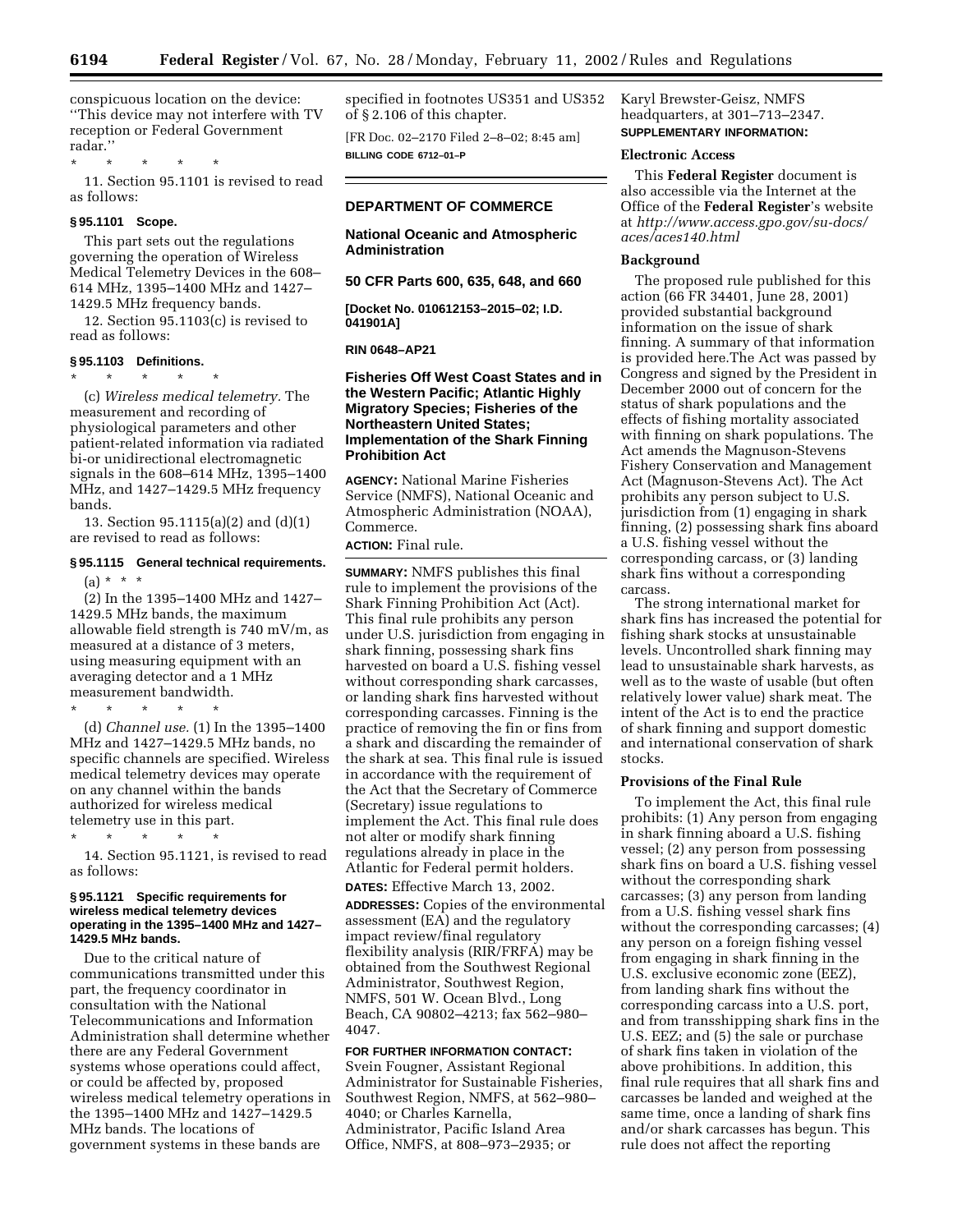conspicuous location on the device: ''This device may not interfere with TV reception or Federal Government radar.''

\* \* \* \* \*

11. Section 95.1101 is revised to read as follows:

### § 95.1101 Scope.

This part sets out the regulations governing the operation of Wireless Medical Telemetry Devices in the 608–614 MHz, 1395–1400 MHz and 1427–1429.5 MHz frequency bands.

12. Section 95.1103(c) is revised to read as follows:

### § 95.1103 Definitions.

\* \* \* \* \*

(c) *Wireless medical telemetry.* The measurement and recording of physiological parameters and other patient-related information via radiated bi-or unidirectional electromagnetic signals in the 608–614 MHz, 1395–1400 MHz, and 1427–1429.5 MHz frequency bands.

13. Section 95.1115(a)(2) and (d)(1) are revised to read as follows:

### § 95.1115 General technical requirements.

(a) \* \* \*

(2) In the 1395–1400 MHz and 1427–1429.5 MHz bands, the maximum allowable field strength is 740 mV/m, as measured at a distance of 3 meters, using measuring equipment with an averaging detector and a 1 MHz measurement bandwidth.

\* \* \* \* \*

(d) *Channel use.* (1) In the 1395–1400 MHz and 1427–1429.5 MHz bands, no specific channels are specified. Wireless medical telemetry devices may operate on any channel within the bands authorized for wireless medical telemetry use in this part.

\* \* \* \* \*

14. Section 95.1121, is revised to read as follows:

### § 95.1121 Specific requirements for wireless medical telemetry devices operating in the 1395–1400 MHz and 1427–1429.5 MHz bands.

Due to the critical nature of communications transmitted under this part, the frequency coordinator in consultation with the National Telecommunications and Information Administration shall determine whether there are any Federal Government systems whose operations could affect, or could be affected by, proposed wireless medical telemetry operations in the 1395–1400 MHz and 1427–1429.5 MHz bands. The locations of government systems in these bands are specified in footnotes US351 and US352 of § 2.106 of this chapter.

[FR Doc. 02–2170 Filed 2–8–02; 8:45 am]

**BILLING CODE 6712–01–P**

---

## DEPARTMENT OF COMMERCE

### National Oceanic and Atmospheric Administration

### 50 CFR Parts 600, 635, 648, and 660

**[Docket No. 010612153–2015–02; I.D. 041901A]**

**RIN 0648–AP21**

### Fisheries Off West Coast States and in the Western Pacific; Atlantic Highly Migratory Species; Fisheries of the Northeastern United States; Implementation of the Shark Finning Prohibition Act

**AGENCY:** National Marine Fisheries Service (NMFS), National Oceanic and Atmospheric Administration (NOAA), Commerce.

**ACTION:** Final rule.

**SUMMARY:** NMFS publishes this final rule to implement the provisions of the Shark Finning Prohibition Act (Act). This final rule prohibits any person under U.S. jurisdiction from engaging in shark finning, possessing shark fins harvested on board a U.S. fishing vessel without corresponding shark carcasses, or landing shark fins harvested without corresponding carcasses. Finning is the practice of removing the fin or fins from a shark and discarding the remainder of the shark at sea. This final rule is issued in accordance with the requirement of the Act that the Secretary of Commerce (Secretary) issue regulations to implement the Act. This final rule does not alter or modify shark finning regulations already in place in the Atlantic for Federal permit holders.

**DATES:** Effective March 13, 2002.

**ADDRESSES:** Copies of the environmental assessment (EA) and the regulatory impact review/final regulatory flexibility analysis (RIR/FRFA) may be obtained from the Southwest Regional Administrator, Southwest Region, NMFS, 501 W. Ocean Blvd., Long Beach, CA 90802–4213; fax 562–980–4047.

**FOR FURTHER INFORMATION CONTACT:** Svein Fougner, Assistant Regional Administrator for Sustainable Fisheries, Southwest Region, NMFS, at 562–980–4040; or Charles Karnella, Administrator, Pacific Island Area Office, NMFS, at 808–973–2935; or Karyl Brewster-Geisz, NMFS headquarters, at 301–713–2347.

**SUPPLEMENTARY INFORMATION:**

### Electronic Access

This **Federal Register** document is also accessible via the Internet at the Office of the **Federal Register**'s website at *http://www.access.gpo.gov/su-docs/aces/aces140.html*

### Background

The proposed rule published for this action (66 FR 34401, June 28, 2001) provided substantial background information on the issue of shark finning. A summary of that information is provided here.The Act was passed by Congress and signed by the President in December 2000 out of concern for the status of shark populations and the effects of fishing mortality associated with finning on shark populations. The Act amends the Magnuson-Stevens Fishery Conservation and Management Act (Magnuson-Stevens Act). The Act prohibits any person subject to U.S. jurisdiction from (1) engaging in shark finning, (2) possessing shark fins aboard a U.S. fishing vessel without the corresponding carcass, or (3) landing shark fins without a corresponding carcass.

The strong international market for shark fins has increased the potential for fishing shark stocks at unsustainable levels. Uncontrolled shark finning may lead to unsustainable shark harvests, as well as to the waste of usable (but often relatively lower value) shark meat. The intent of the Act is to end the practice of shark finning and support domestic and international conservation of shark stocks.

### Provisions of the Final Rule

To implement the Act, this final rule prohibits: (1) Any person from engaging in shark finning aboard a U.S. fishing vessel; (2) any person from possessing shark fins on board a U.S. fishing vessel without the corresponding shark carcasses; (3) any person from landing from a U.S. fishing vessel shark fins without the corresponding carcasses; (4) any person on a foreign fishing vessel from engaging in shark finning in the U.S. exclusive economic zone (EEZ), from landing shark fins without the corresponding carcass into a U.S. port, and from transshipping shark fins in the U.S. EEZ; and (5) the sale or purchase of shark fins taken in violation of the above prohibitions. In addition, this final rule requires that all shark fins and carcasses be landed and weighed at the same time, once a landing of shark fins and/or shark carcasses has begun. This rule does not affect the reporting